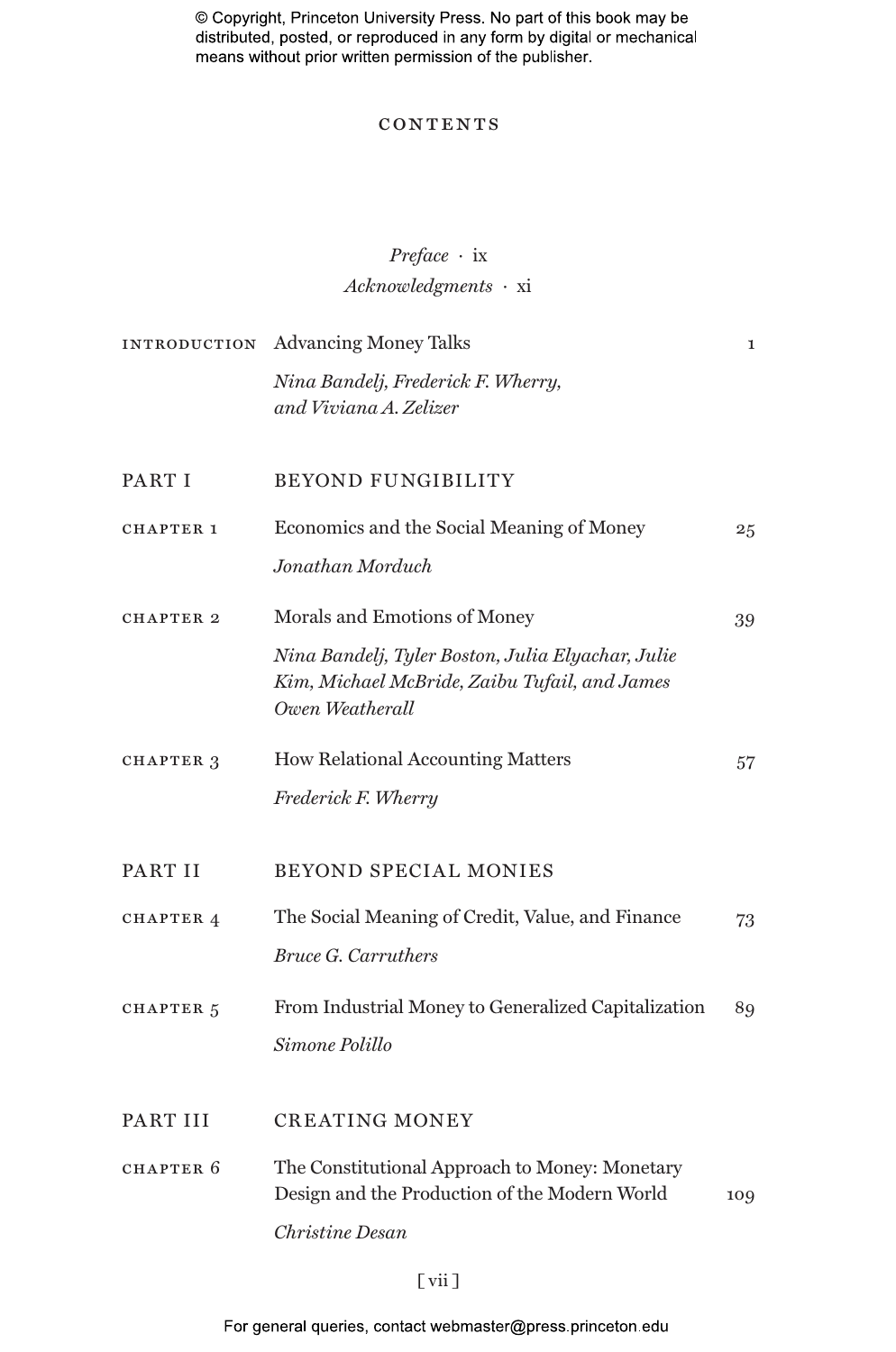# CONTENTS

*Preface* · ix

*Acknowledgments* · xi

| | | |
|---|---|---|
| INTRODUCTION | Advancing Money Talks<br>*Nina Bandelj, Frederick F. Wherry, and Viviana A. Zelizer* | 1 |
| **PART I** | **BEYOND FUNGIBILITY** | |
| CHAPTER 1 | Economics and the Social Meaning of Money<br>*Jonathan Morduch* | 25 |
| CHAPTER 2 | Morals and Emotions of Money<br>*Nina Bandelj, Tyler Boston, Julia Elyachar, Julie Kim, Michael McBride, Zaibu Tufail, and James Owen Weatherall* | 39 |
| CHAPTER 3 | How Relational Accounting Matters<br>*Frederick F. Wherry* | 57 |
| **PART II** | **BEYOND SPECIAL MONIES** | |
| CHAPTER 4 | The Social Meaning of Credit, Value, and Finance<br>*Bruce G. Carruthers* | 73 |
| CHAPTER 5 | From Industrial Money to Generalized Capitalization<br>*Simone Polillo* | 89 |
| **PART III** | **CREATING MONEY** | |
| CHAPTER 6 | The Constitutional Approach to Money: Monetary Design and the Production of the Modern World<br>*Christine Desan* | 109 |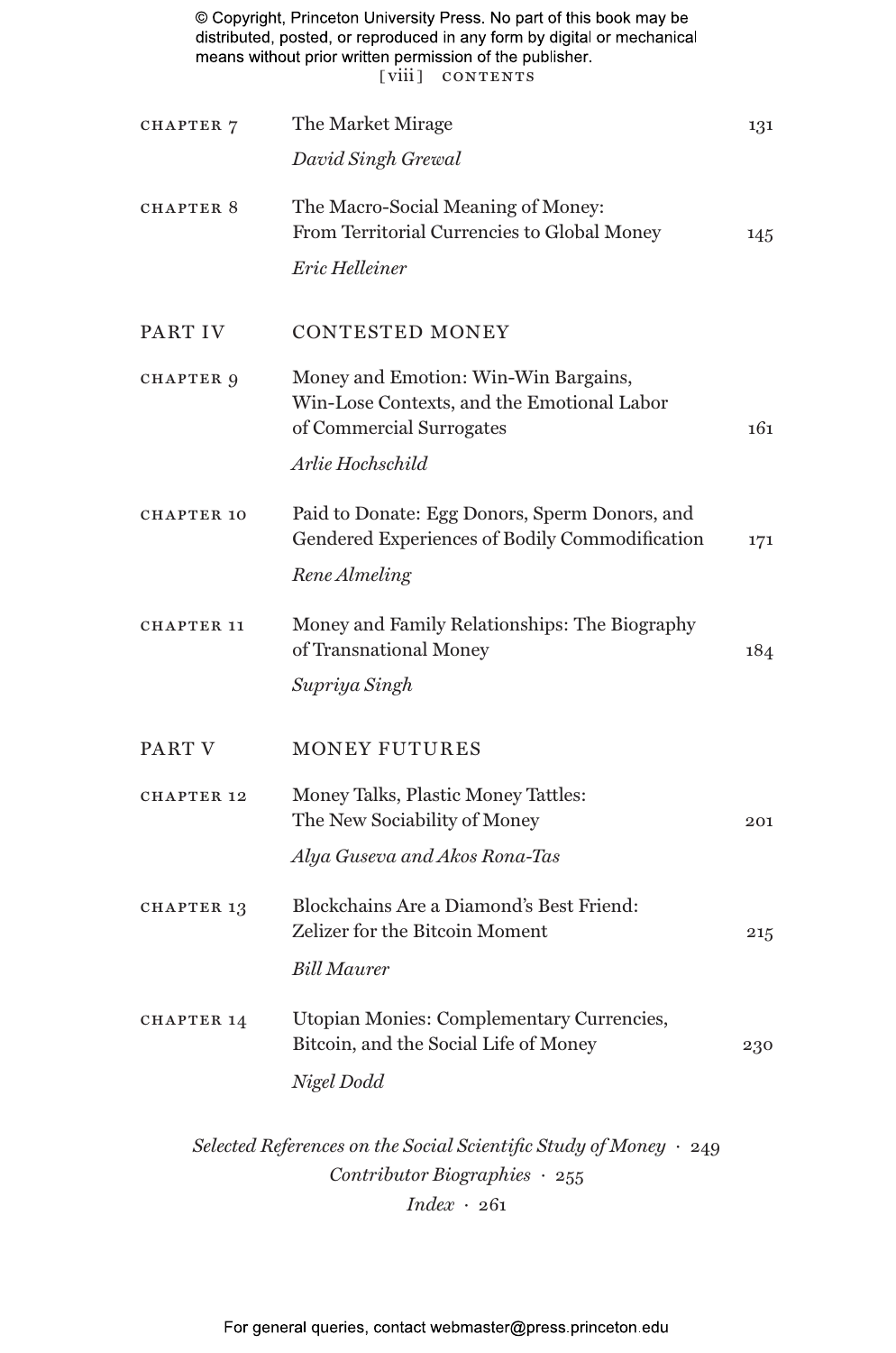| | | |
|---|---|---|
| CHAPTER 7 | The Market Mirage<br>*David Singh Grewal* | 131 |
| CHAPTER 8 | The Macro-Social Meaning of Money: From Territorial Currencies to Global Money<br>*Eric Helleiner* | 145 |
| PART IV | CONTESTED MONEY | |
| CHAPTER 9 | Money and Emotion: Win-Win Bargains, Win-Lose Contexts, and the Emotional Labor of Commercial Surrogates<br>*Arlie Hochschild* | 161 |
| CHAPTER 10 | Paid to Donate: Egg Donors, Sperm Donors, and Gendered Experiences of Bodily Commodification<br>*Rene Almeling* | 171 |
| CHAPTER 11 | Money and Family Relationships: The Biography of Transnational Money<br>*Supriya Singh* | 184 |
| PART V | MONEY FUTURES | |
| CHAPTER 12 | Money Talks, Plastic Money Tattles: The New Sociability of Money<br>*Alya Guseva and Akos Rona-Tas* | 201 |
| CHAPTER 13 | Blockchains Are a Diamond's Best Friend: Zelizer for the Bitcoin Moment<br>*Bill Maurer* | 215 |
| CHAPTER 14 | Utopian Monies: Complementary Currencies, Bitcoin, and the Social Life of Money<br>*Nigel Dodd* | 230 |

*Selected References on the Social Scientific Study of Money* · 249

*Contributor Biographies* · 255

*Index* · 261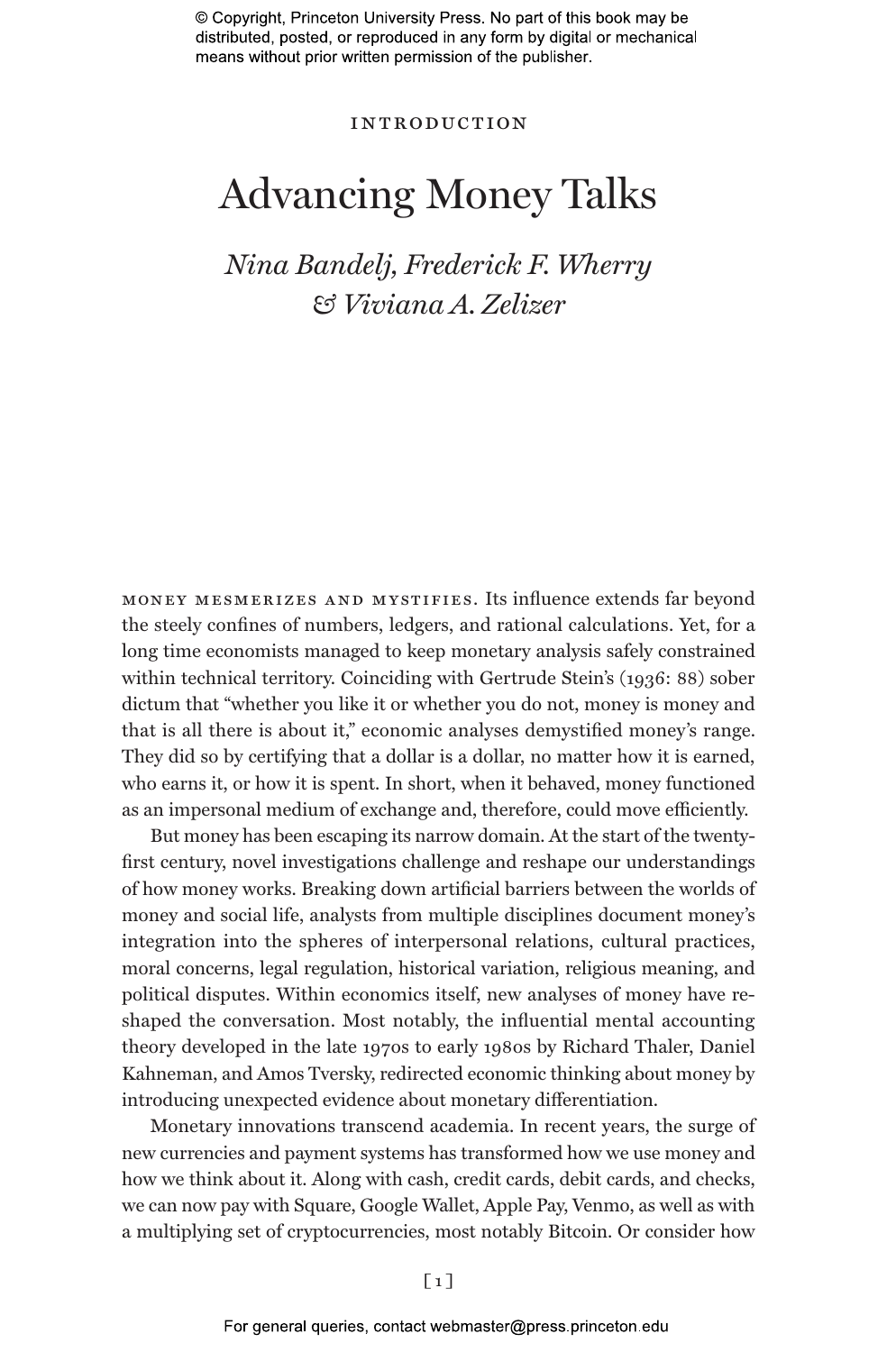INTRODUCTION

# Advancing Money Talks

*Nina Bandelj, Frederick F. Wherry & Viviana A. Zelizer*

MONEY MESMERIZES AND MYSTIFIES. Its influence extends far beyond the steely confines of numbers, ledgers, and rational calculations. Yet, for a long time economists managed to keep monetary analysis safely constrained within technical territory. Coinciding with Gertrude Stein's (1936: 88) sober dictum that "whether you like it or whether you do not, money is money and that is all there is about it," economic analyses demystified money's range. They did so by certifying that a dollar is a dollar, no matter how it is earned, who earns it, or how it is spent. In short, when it behaved, money functioned as an impersonal medium of exchange and, therefore, could move efficiently.

But money has been escaping its narrow domain. At the start of the twenty-first century, novel investigations challenge and reshape our understandings of how money works. Breaking down artificial barriers between the worlds of money and social life, analysts from multiple disciplines document money's integration into the spheres of interpersonal relations, cultural practices, moral concerns, legal regulation, historical variation, religious meaning, and political disputes. Within economics itself, new analyses of money have reshaped the conversation. Most notably, the influential mental accounting theory developed in the late 1970s to early 1980s by Richard Thaler, Daniel Kahneman, and Amos Tversky, redirected economic thinking about money by introducing unexpected evidence about monetary differentiation.

Monetary innovations transcend academia. In recent years, the surge of new currencies and payment systems has transformed how we use money and how we think about it. Along with cash, credit cards, debit cards, and checks, we can now pay with Square, Google Wallet, Apple Pay, Venmo, as well as with a multiplying set of cryptocurrencies, most notably Bitcoin. Or consider how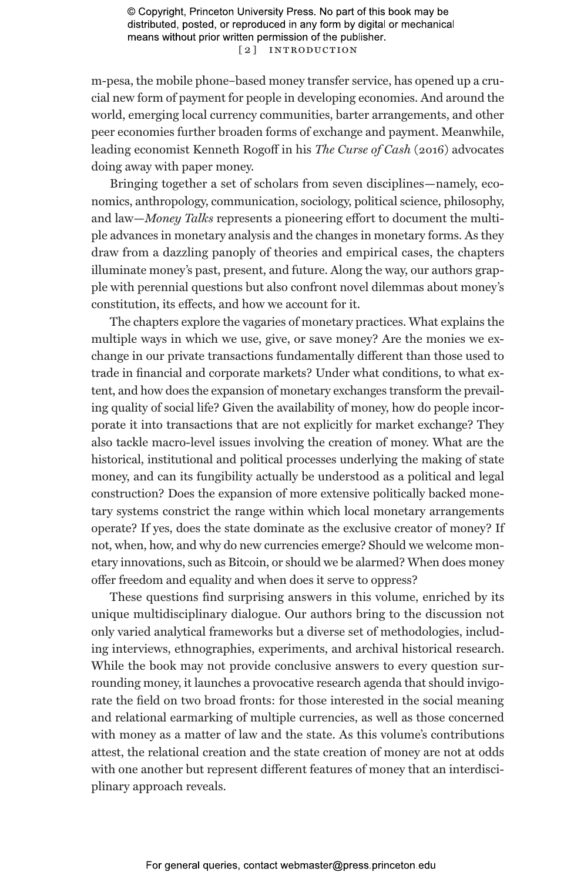m-pesa, the mobile phone–based money transfer service, has opened up a crucial new form of payment for people in developing economies. And around the world, emerging local currency communities, barter arrangements, and other peer economies further broaden forms of exchange and payment. Meanwhile, leading economist Kenneth Rogoff in his *The Curse of Cash* (2016) advocates doing away with paper money.

Bringing together a set of scholars from seven disciplines—namely, economics, anthropology, communication, sociology, political science, philosophy, and law—*Money Talks* represents a pioneering effort to document the multiple advances in monetary analysis and the changes in monetary forms. As they draw from a dazzling panoply of theories and empirical cases, the chapters illuminate money's past, present, and future. Along the way, our authors grapple with perennial questions but also confront novel dilemmas about money's constitution, its effects, and how we account for it.

The chapters explore the vagaries of monetary practices. What explains the multiple ways in which we use, give, or save money? Are the monies we exchange in our private transactions fundamentally different than those used to trade in financial and corporate markets? Under what conditions, to what extent, and how does the expansion of monetary exchanges transform the prevailing quality of social life? Given the availability of money, how do people incorporate it into transactions that are not explicitly for market exchange? They also tackle macro-level issues involving the creation of money. What are the historical, institutional and political processes underlying the making of state money, and can its fungibility actually be understood as a political and legal construction? Does the expansion of more extensive politically backed monetary systems constrict the range within which local monetary arrangements operate? If yes, does the state dominate as the exclusive creator of money? If not, when, how, and why do new currencies emerge? Should we welcome monetary innovations, such as Bitcoin, or should we be alarmed? When does money offer freedom and equality and when does it serve to oppress?

These questions find surprising answers in this volume, enriched by its unique multidisciplinary dialogue. Our authors bring to the discussion not only varied analytical frameworks but a diverse set of methodologies, including interviews, ethnographies, experiments, and archival historical research. While the book may not provide conclusive answers to every question surrounding money, it launches a provocative research agenda that should invigorate the field on two broad fronts: for those interested in the social meaning and relational earmarking of multiple currencies, as well as those concerned with money as a matter of law and the state. As this volume's contributions attest, the relational creation and the state creation of money are not at odds with one another but represent different features of money that an interdisciplinary approach reveals.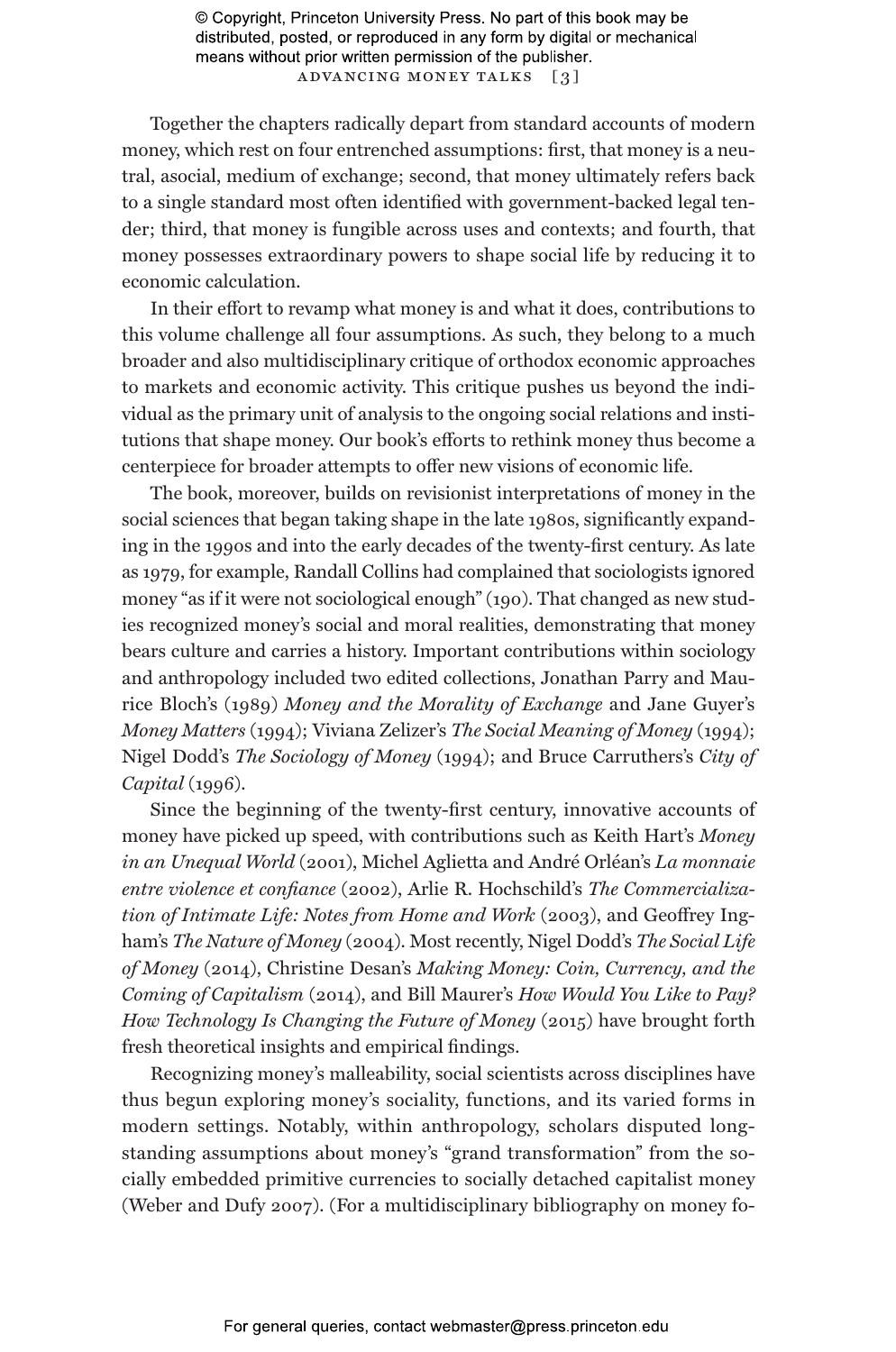Together the chapters radically depart from standard accounts of modern money, which rest on four entrenched assumptions: first, that money is a neutral, asocial, medium of exchange; second, that money ultimately refers back to a single standard most often identified with government-backed legal tender; third, that money is fungible across uses and contexts; and fourth, that money possesses extraordinary powers to shape social life by reducing it to economic calculation.

In their effort to revamp what money is and what it does, contributions to this volume challenge all four assumptions. As such, they belong to a much broader and also multidisciplinary critique of orthodox economic approaches to markets and economic activity. This critique pushes us beyond the individual as the primary unit of analysis to the ongoing social relations and institutions that shape money. Our book's efforts to rethink money thus become a centerpiece for broader attempts to offer new visions of economic life.

The book, moreover, builds on revisionist interpretations of money in the social sciences that began taking shape in the late 1980s, significantly expanding in the 1990s and into the early decades of the twenty-first century. As late as 1979, for example, Randall Collins had complained that sociologists ignored money "as if it were not sociological enough" (190). That changed as new studies recognized money's social and moral realities, demonstrating that money bears culture and carries a history. Important contributions within sociology and anthropology included two edited collections, Jonathan Parry and Maurice Bloch's (1989) *Money and the Morality of Exchange* and Jane Guyer's *Money Matters* (1994); Viviana Zelizer's *The Social Meaning of Money* (1994); Nigel Dodd's *The Sociology of Money* (1994); and Bruce Carruthers's *City of Capital* (1996).

Since the beginning of the twenty-first century, innovative accounts of money have picked up speed, with contributions such as Keith Hart's *Money in an Unequal World* (2001), Michel Aglietta and André Orléan's *La monnaie entre violence et confiance* (2002), Arlie R. Hochschild's *The Commercialization of Intimate Life: Notes from Home and Work* (2003), and Geoffrey Ingham's *The Nature of Money* (2004). Most recently, Nigel Dodd's *The Social Life of Money* (2014), Christine Desan's *Making Money: Coin, Currency, and the Coming of Capitalism* (2014), and Bill Maurer's *How Would You Like to Pay? How Technology Is Changing the Future of Money* (2015) have brought forth fresh theoretical insights and empirical findings.

Recognizing money's malleability, social scientists across disciplines have thus begun exploring money's sociality, functions, and its varied forms in modern settings. Notably, within anthropology, scholars disputed longstanding assumptions about money's "grand transformation" from the socially embedded primitive currencies to socially detached capitalist money (Weber and Dufy 2007). (For a multidisciplinary bibliography on money fo-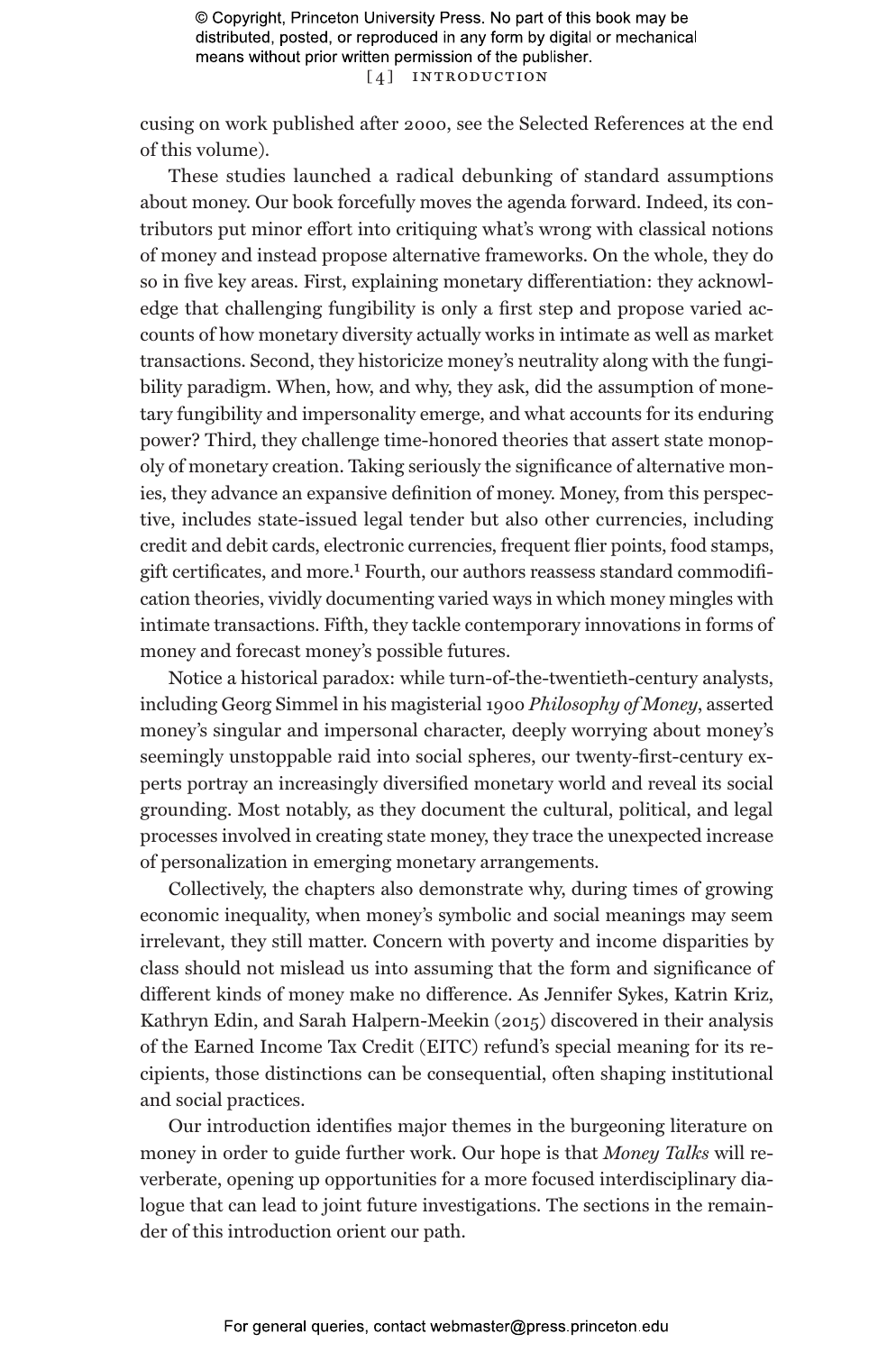cusing on work published after 2000, see the Selected References at the end of this volume).

These studies launched a radical debunking of standard assumptions about money. Our book forcefully moves the agenda forward. Indeed, its contributors put minor effort into critiquing what's wrong with classical notions of money and instead propose alternative frameworks. On the whole, they do so in five key areas. First, explaining monetary differentiation: they acknowledge that challenging fungibility is only a first step and propose varied accounts of how monetary diversity actually works in intimate as well as market transactions. Second, they historicize money's neutrality along with the fungibility paradigm. When, how, and why, they ask, did the assumption of monetary fungibility and impersonality emerge, and what accounts for its enduring power? Third, they challenge time-honored theories that assert state monopoly of monetary creation. Taking seriously the significance of alternative monies, they advance an expansive definition of money. Money, from this perspective, includes state-issued legal tender but also other currencies, including credit and debit cards, electronic currencies, frequent flier points, food stamps, gift certificates, and more.[1] Fourth, our authors reassess standard commodification theories, vividly documenting varied ways in which money mingles with intimate transactions. Fifth, they tackle contemporary innovations in forms of money and forecast money's possible futures.

Notice a historical paradox: while turn-of-the-twentieth-century analysts, including Georg Simmel in his magisterial 1900 *Philosophy of Money*, asserted money's singular and impersonal character, deeply worrying about money's seemingly unstoppable raid into social spheres, our twenty-first-century experts portray an increasingly diversified monetary world and reveal its social grounding. Most notably, as they document the cultural, political, and legal processes involved in creating state money, they trace the unexpected increase of personalization in emerging monetary arrangements.

Collectively, the chapters also demonstrate why, during times of growing economic inequality, when money's symbolic and social meanings may seem irrelevant, they still matter. Concern with poverty and income disparities by class should not mislead us into assuming that the form and significance of different kinds of money make no difference. As Jennifer Sykes, Katrin Kriz, Kathryn Edin, and Sarah Halpern-Meekin (2015) discovered in their analysis of the Earned Income Tax Credit (EITC) refund's special meaning for its recipients, those distinctions can be consequential, often shaping institutional and social practices.

Our introduction identifies major themes in the burgeoning literature on money in order to guide further work. Our hope is that *Money Talks* will reverberate, opening up opportunities for a more focused interdisciplinary dialogue that can lead to joint future investigations. The sections in the remainder of this introduction orient our path.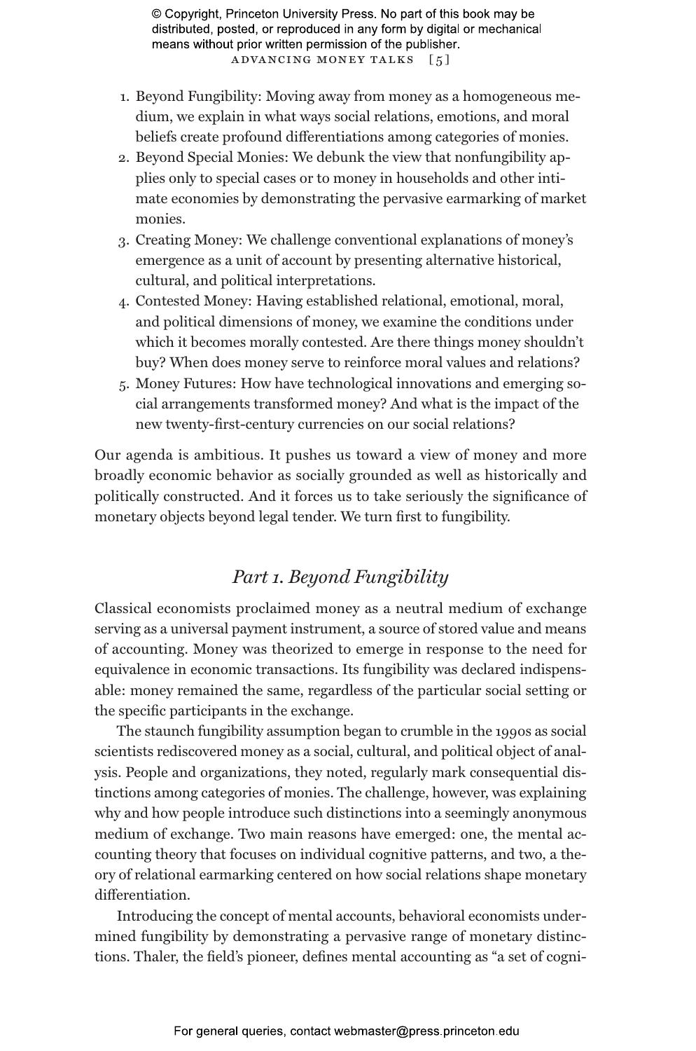1. Beyond Fungibility: Moving away from money as a homogeneous medium, we explain in what ways social relations, emotions, and moral beliefs create profound differentiations among categories of monies.
2. Beyond Special Monies: We debunk the view that nonfungibility applies only to special cases or to money in households and other intimate economies by demonstrating the pervasive earmarking of market monies.
3. Creating Money: We challenge conventional explanations of money's emergence as a unit of account by presenting alternative historical, cultural, and political interpretations.
4. Contested Money: Having established relational, emotional, moral, and political dimensions of money, we examine the conditions under which it becomes morally contested. Are there things money shouldn't buy? When does money serve to reinforce moral values and relations?
5. Money Futures: How have technological innovations and emerging social arrangements transformed money? And what is the impact of the new twenty-first-century currencies on our social relations?

Our agenda is ambitious. It pushes us toward a view of money and more broadly economic behavior as socially grounded as well as historically and politically constructed. And it forces us to take seriously the significance of monetary objects beyond legal tender. We turn first to fungibility.

## *Part 1. Beyond Fungibility*

Classical economists proclaimed money as a neutral medium of exchange serving as a universal payment instrument, a source of stored value and means of accounting. Money was theorized to emerge in response to the need for equivalence in economic transactions. Its fungibility was declared indispensable: money remained the same, regardless of the particular social setting or the specific participants in the exchange.

The staunch fungibility assumption began to crumble in the 1990s as social scientists rediscovered money as a social, cultural, and political object of analysis. People and organizations, they noted, regularly mark consequential distinctions among categories of monies. The challenge, however, was explaining why and how people introduce such distinctions into a seemingly anonymous medium of exchange. Two main reasons have emerged: one, the mental accounting theory that focuses on individual cognitive patterns, and two, a theory of relational earmarking centered on how social relations shape monetary differentiation.

Introducing the concept of mental accounts, behavioral economists undermined fungibility by demonstrating a pervasive range of monetary distinctions. Thaler, the field's pioneer, defines mental accounting as "a set of cogni-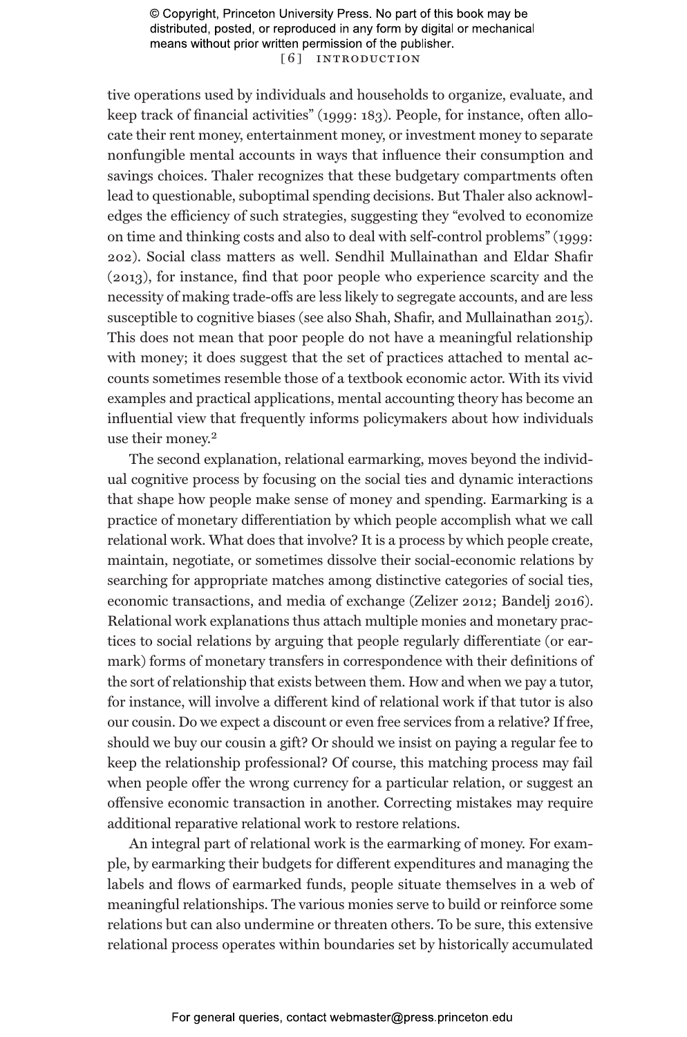tive operations used by individuals and households to organize, evaluate, and keep track of financial activities" (1999: 183). People, for instance, often allocate their rent money, entertainment money, or investment money to separate nonfungible mental accounts in ways that influence their consumption and savings choices. Thaler recognizes that these budgetary compartments often lead to questionable, suboptimal spending decisions. But Thaler also acknowledges the efficiency of such strategies, suggesting they "evolved to economize on time and thinking costs and also to deal with self-control problems" (1999: 202). Social class matters as well. Sendhil Mullainathan and Eldar Shafir (2013), for instance, find that poor people who experience scarcity and the necessity of making trade-offs are less likely to segregate accounts, and are less susceptible to cognitive biases (see also Shah, Shafir, and Mullainathan 2015). This does not mean that poor people do not have a meaningful relationship with money; it does suggest that the set of practices attached to mental accounts sometimes resemble those of a textbook economic actor. With its vivid examples and practical applications, mental accounting theory has become an influential view that frequently informs policymakers about how individuals use their money.[2]

The second explanation, relational earmarking, moves beyond the individual cognitive process by focusing on the social ties and dynamic interactions that shape how people make sense of money and spending. Earmarking is a practice of monetary differentiation by which people accomplish what we call relational work. What does that involve? It is a process by which people create, maintain, negotiate, or sometimes dissolve their social-economic relations by searching for appropriate matches among distinctive categories of social ties, economic transactions, and media of exchange (Zelizer 2012; Bandelj 2016). Relational work explanations thus attach multiple monies and monetary practices to social relations by arguing that people regularly differentiate (or earmark) forms of monetary transfers in correspondence with their definitions of the sort of relationship that exists between them. How and when we pay a tutor, for instance, will involve a different kind of relational work if that tutor is also our cousin. Do we expect a discount or even free services from a relative? If free, should we buy our cousin a gift? Or should we insist on paying a regular fee to keep the relationship professional? Of course, this matching process may fail when people offer the wrong currency for a particular relation, or suggest an offensive economic transaction in another. Correcting mistakes may require additional reparative relational work to restore relations.

An integral part of relational work is the earmarking of money. For example, by earmarking their budgets for different expenditures and managing the labels and flows of earmarked funds, people situate themselves in a web of meaningful relationships. The various monies serve to build or reinforce some relations but can also undermine or threaten others. To be sure, this extensive relational process operates within boundaries set by historically accumulated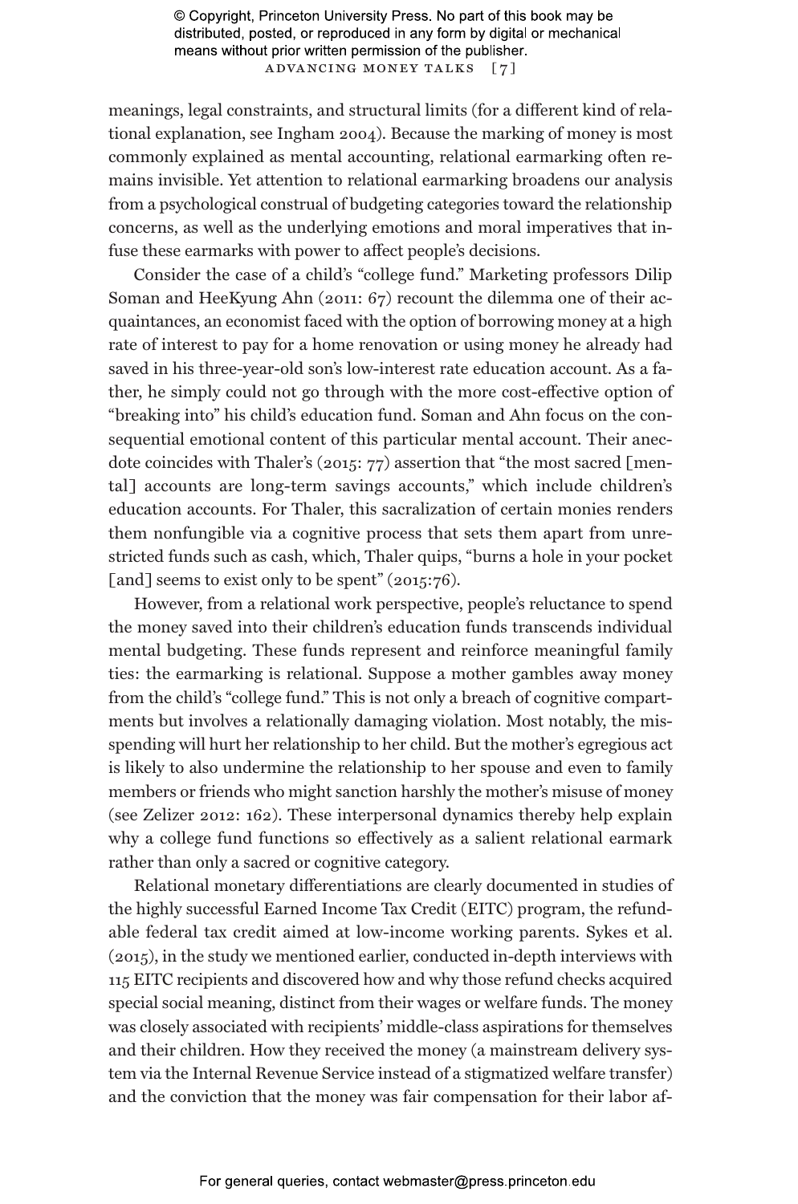meanings, legal constraints, and structural limits (for a different kind of relational explanation, see Ingham 2004). Because the marking of money is most commonly explained as mental accounting, relational earmarking often remains invisible. Yet attention to relational earmarking broadens our analysis from a psychological construal of budgeting categories toward the relationship concerns, as well as the underlying emotions and moral imperatives that infuse these earmarks with power to affect people's decisions.

Consider the case of a child's "college fund." Marketing professors Dilip Soman and HeeKyung Ahn (2011: 67) recount the dilemma one of their acquaintances, an economist faced with the option of borrowing money at a high rate of interest to pay for a home renovation or using money he already had saved in his three-year-old son's low-interest rate education account. As a father, he simply could not go through with the more cost-effective option of "breaking into" his child's education fund. Soman and Ahn focus on the consequential emotional content of this particular mental account. Their anecdote coincides with Thaler's (2015: 77) assertion that "the most sacred [mental] accounts are long-term savings accounts," which include children's education accounts. For Thaler, this sacralization of certain monies renders them nonfungible via a cognitive process that sets them apart from unrestricted funds such as cash, which, Thaler quips, "burns a hole in your pocket [and] seems to exist only to be spent" (2015:76).

However, from a relational work perspective, people's reluctance to spend the money saved into their children's education funds transcends individual mental budgeting. These funds represent and reinforce meaningful family ties: the earmarking is relational. Suppose a mother gambles away money from the child's "college fund." This is not only a breach of cognitive compartments but involves a relationally damaging violation. Most notably, the misspending will hurt her relationship to her child. But the mother's egregious act is likely to also undermine the relationship to her spouse and even to family members or friends who might sanction harshly the mother's misuse of money (see Zelizer 2012: 162). These interpersonal dynamics thereby help explain why a college fund functions so effectively as a salient relational earmark rather than only a sacred or cognitive category.

Relational monetary differentiations are clearly documented in studies of the highly successful Earned Income Tax Credit (EITC) program, the refundable federal tax credit aimed at low-income working parents. Sykes et al. (2015), in the study we mentioned earlier, conducted in-depth interviews with 115 EITC recipients and discovered how and why those refund checks acquired special social meaning, distinct from their wages or welfare funds. The money was closely associated with recipients' middle-class aspirations for themselves and their children. How they received the money (a mainstream delivery system via the Internal Revenue Service instead of a stigmatized welfare transfer) and the conviction that the money was fair compensation for their labor af-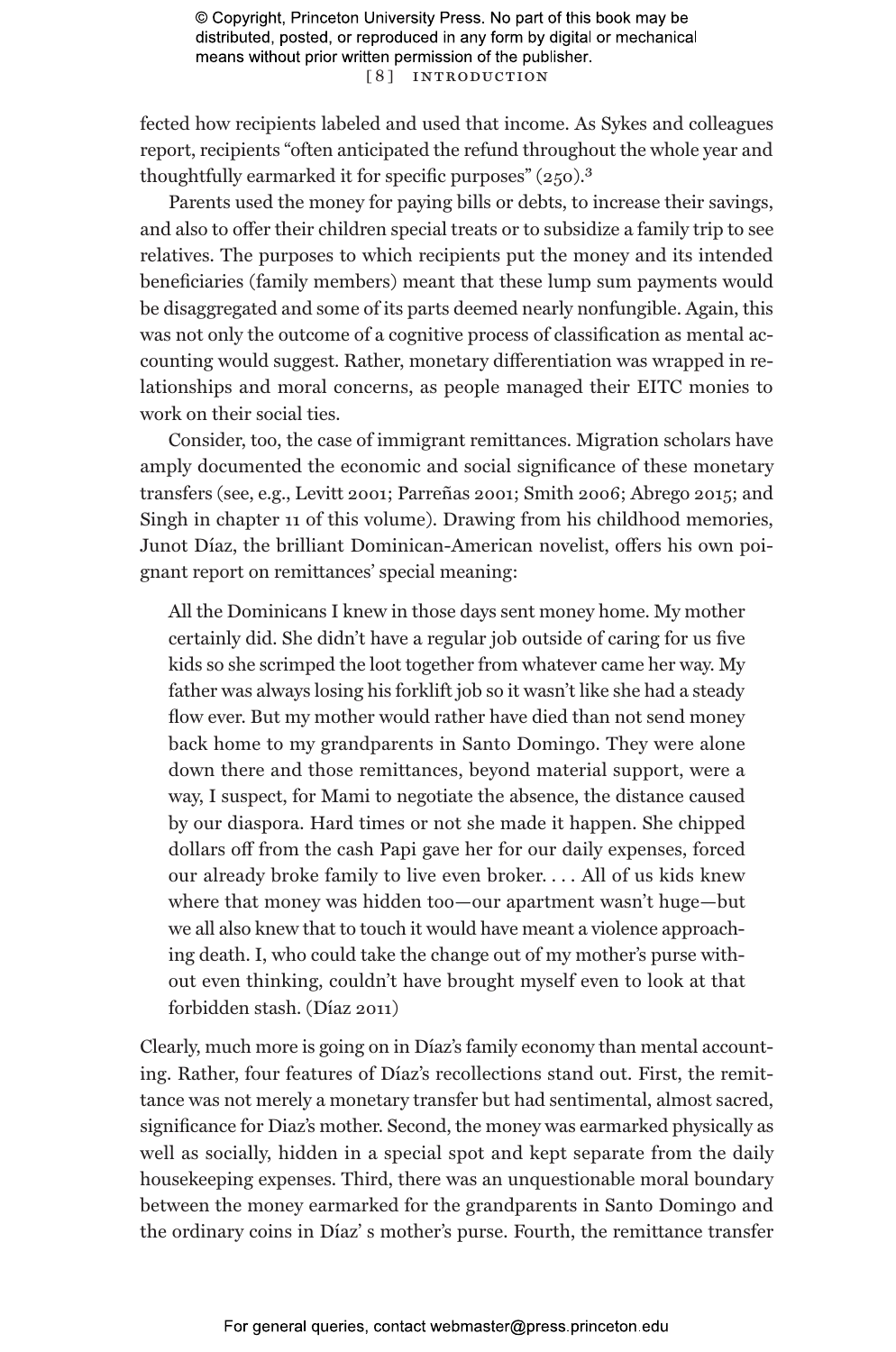fected how recipients labeled and used that income. As Sykes and colleagues report, recipients "often anticipated the refund throughout the whole year and thoughtfully earmarked it for specific purposes" (250).[3]

Parents used the money for paying bills or debts, to increase their savings, and also to offer their children special treats or to subsidize a family trip to see relatives. The purposes to which recipients put the money and its intended beneficiaries (family members) meant that these lump sum payments would be disaggregated and some of its parts deemed nearly nonfungible. Again, this was not only the outcome of a cognitive process of classification as mental accounting would suggest. Rather, monetary differentiation was wrapped in relationships and moral concerns, as people managed their EITC monies to work on their social ties.

Consider, too, the case of immigrant remittances. Migration scholars have amply documented the economic and social significance of these monetary transfers (see, e.g., Levitt 2001; Parreñas 2001; Smith 2006; Abrego 2015; and Singh in chapter 11 of this volume). Drawing from his childhood memories, Junot Díaz, the brilliant Dominican-American novelist, offers his own poignant report on remittances' special meaning:

> All the Dominicans I knew in those days sent money home. My mother certainly did. She didn't have a regular job outside of caring for us five kids so she scrimped the loot together from whatever came her way. My father was always losing his forklift job so it wasn't like she had a steady flow ever. But my mother would rather have died than not send money back home to my grandparents in Santo Domingo. They were alone down there and those remittances, beyond material support, were a way, I suspect, for Mami to negotiate the absence, the distance caused by our diaspora. Hard times or not she made it happen. She chipped dollars off from the cash Papi gave her for our daily expenses, forced our already broke family to live even broker. . . . All of us kids knew where that money was hidden too—our apartment wasn't huge—but we all also knew that to touch it would have meant a violence approaching death. I, who could take the change out of my mother's purse without even thinking, couldn't have brought myself even to look at that forbidden stash. (Díaz 2011)

Clearly, much more is going on in Díaz's family economy than mental accounting. Rather, four features of Díaz's recollections stand out. First, the remittance was not merely a monetary transfer but had sentimental, almost sacred, significance for Diaz's mother. Second, the money was earmarked physically as well as socially, hidden in a special spot and kept separate from the daily housekeeping expenses. Third, there was an unquestionable moral boundary between the money earmarked for the grandparents in Santo Domingo and the ordinary coins in Díaz' s mother's purse. Fourth, the remittance transfer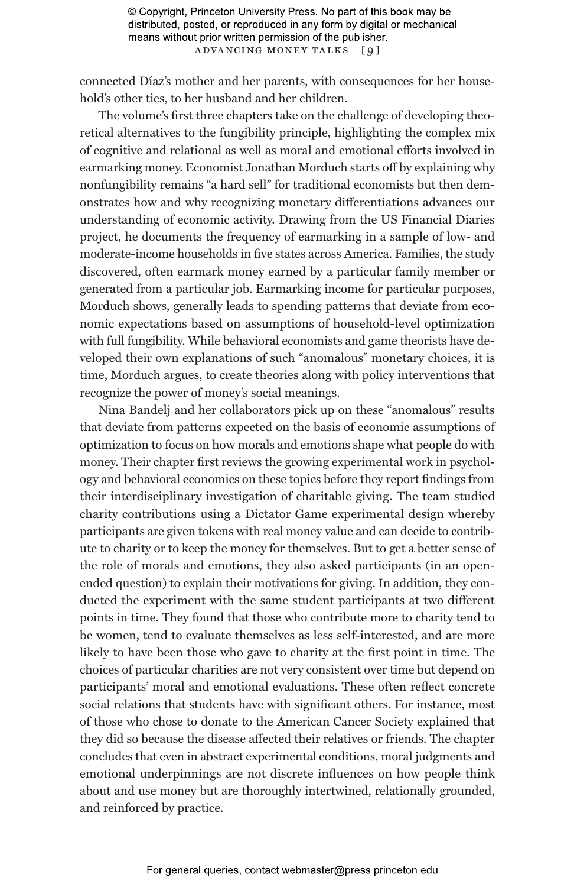connected Díaz's mother and her parents, with consequences for her household's other ties, to her husband and her children.

The volume's first three chapters take on the challenge of developing theoretical alternatives to the fungibility principle, highlighting the complex mix of cognitive and relational as well as moral and emotional efforts involved in earmarking money. Economist Jonathan Morduch starts off by explaining why nonfungibility remains "a hard sell" for traditional economists but then demonstrates how and why recognizing monetary differentiations advances our understanding of economic activity. Drawing from the US Financial Diaries project, he documents the frequency of earmarking in a sample of low- and moderate-income households in five states across America. Families, the study discovered, often earmark money earned by a particular family member or generated from a particular job. Earmarking income for particular purposes, Morduch shows, generally leads to spending patterns that deviate from economic expectations based on assumptions of household-level optimization with full fungibility. While behavioral economists and game theorists have developed their own explanations of such "anomalous" monetary choices, it is time, Morduch argues, to create theories along with policy interventions that recognize the power of money's social meanings.

Nina Bandelj and her collaborators pick up on these "anomalous" results that deviate from patterns expected on the basis of economic assumptions of optimization to focus on how morals and emotions shape what people do with money. Their chapter first reviews the growing experimental work in psychology and behavioral economics on these topics before they report findings from their interdisciplinary investigation of charitable giving. The team studied charity contributions using a Dictator Game experimental design whereby participants are given tokens with real money value and can decide to contribute to charity or to keep the money for themselves. But to get a better sense of the role of morals and emotions, they also asked participants (in an open-ended question) to explain their motivations for giving. In addition, they conducted the experiment with the same student participants at two different points in time. They found that those who contribute more to charity tend to be women, tend to evaluate themselves as less self-interested, and are more likely to have been those who gave to charity at the first point in time. The choices of particular charities are not very consistent over time but depend on participants' moral and emotional evaluations. These often reflect concrete social relations that students have with significant others. For instance, most of those who chose to donate to the American Cancer Society explained that they did so because the disease affected their relatives or friends. The chapter concludes that even in abstract experimental conditions, moral judgments and emotional underpinnings are not discrete influences on how people think about and use money but are thoroughly intertwined, relationally grounded, and reinforced by practice.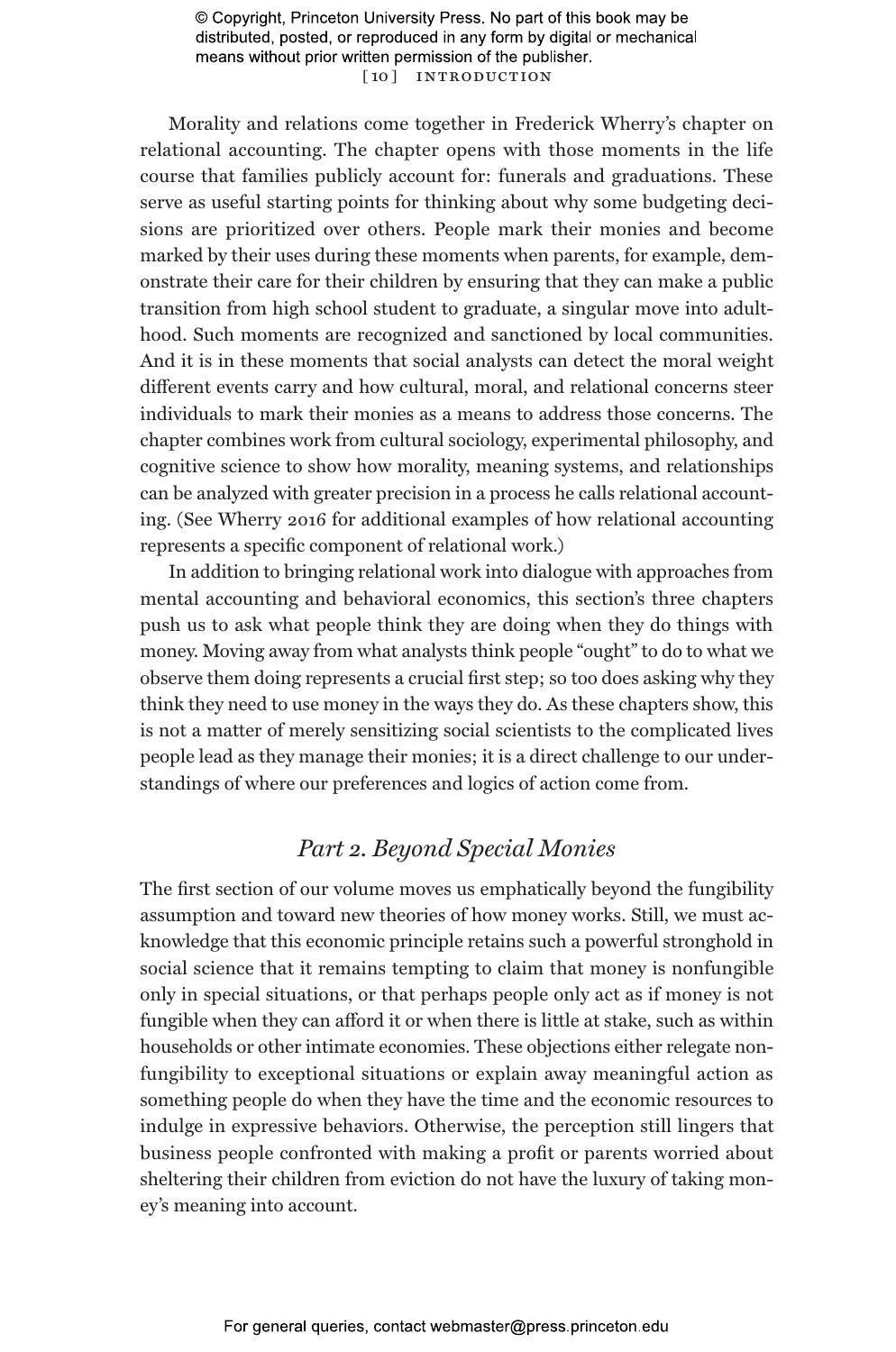Morality and relations come together in Frederick Wherry's chapter on relational accounting. The chapter opens with those moments in the life course that families publicly account for: funerals and graduations. These serve as useful starting points for thinking about why some budgeting decisions are prioritized over others. People mark their monies and become marked by their uses during these moments when parents, for example, demonstrate their care for their children by ensuring that they can make a public transition from high school student to graduate, a singular move into adulthood. Such moments are recognized and sanctioned by local communities. And it is in these moments that social analysts can detect the moral weight different events carry and how cultural, moral, and relational concerns steer individuals to mark their monies as a means to address those concerns. The chapter combines work from cultural sociology, experimental philosophy, and cognitive science to show how morality, meaning systems, and relationships can be analyzed with greater precision in a process he calls relational accounting. (See Wherry 2016 for additional examples of how relational accounting represents a specific component of relational work.)

In addition to bringing relational work into dialogue with approaches from mental accounting and behavioral economics, this section's three chapters push us to ask what people think they are doing when they do things with money. Moving away from what analysts think people "ought" to do to what we observe them doing represents a crucial first step; so too does asking why they think they need to use money in the ways they do. As these chapters show, this is not a matter of merely sensitizing social scientists to the complicated lives people lead as they manage their monies; it is a direct challenge to our understandings of where our preferences and logics of action come from.

## *Part 2. Beyond Special Monies*

The first section of our volume moves us emphatically beyond the fungibility assumption and toward new theories of how money works. Still, we must acknowledge that this economic principle retains such a powerful stronghold in social science that it remains tempting to claim that money is nonfungible only in special situations, or that perhaps people only act as if money is not fungible when they can afford it or when there is little at stake, such as within households or other intimate economies. These objections either relegate nonfungibility to exceptional situations or explain away meaningful action as something people do when they have the time and the economic resources to indulge in expressive behaviors. Otherwise, the perception still lingers that business people confronted with making a profit or parents worried about sheltering their children from eviction do not have the luxury of taking money's meaning into account.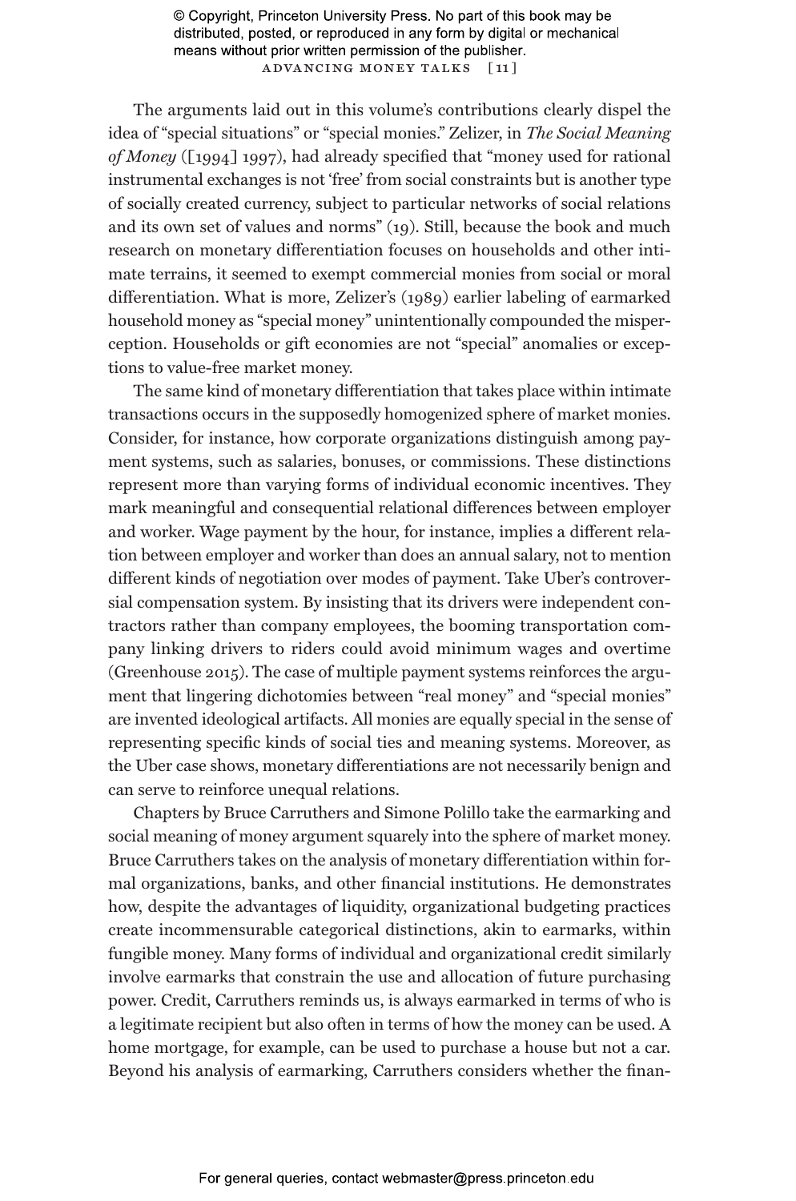The arguments laid out in this volume's contributions clearly dispel the idea of "special situations" or "special monies." Zelizer, in *The Social Meaning of Money* ([1994] 1997), had already specified that "money used for rational instrumental exchanges is not 'free' from social constraints but is another type of socially created currency, subject to particular networks of social relations and its own set of values and norms" (19). Still, because the book and much research on monetary differentiation focuses on households and other intimate terrains, it seemed to exempt commercial monies from social or moral differentiation. What is more, Zelizer's (1989) earlier labeling of earmarked household money as "special money" unintentionally compounded the misperception. Households or gift economies are not "special" anomalies or exceptions to value-free market money.

The same kind of monetary differentiation that takes place within intimate transactions occurs in the supposedly homogenized sphere of market monies. Consider, for instance, how corporate organizations distinguish among payment systems, such as salaries, bonuses, or commissions. These distinctions represent more than varying forms of individual economic incentives. They mark meaningful and consequential relational differences between employer and worker. Wage payment by the hour, for instance, implies a different relation between employer and worker than does an annual salary, not to mention different kinds of negotiation over modes of payment. Take Uber's controversial compensation system. By insisting that its drivers were independent contractors rather than company employees, the booming transportation company linking drivers to riders could avoid minimum wages and overtime (Greenhouse 2015). The case of multiple payment systems reinforces the argument that lingering dichotomies between "real money" and "special monies" are invented ideological artifacts. All monies are equally special in the sense of representing specific kinds of social ties and meaning systems. Moreover, as the Uber case shows, monetary differentiations are not necessarily benign and can serve to reinforce unequal relations.

Chapters by Bruce Carruthers and Simone Polillo take the earmarking and social meaning of money argument squarely into the sphere of market money. Bruce Carruthers takes on the analysis of monetary differentiation within formal organizations, banks, and other financial institutions. He demonstrates how, despite the advantages of liquidity, organizational budgeting practices create incommensurable categorical distinctions, akin to earmarks, within fungible money. Many forms of individual and organizational credit similarly involve earmarks that constrain the use and allocation of future purchasing power. Credit, Carruthers reminds us, is always earmarked in terms of who is a legitimate recipient but also often in terms of how the money can be used. A home mortgage, for example, can be used to purchase a house but not a car. Beyond his analysis of earmarking, Carruthers considers whether the finan-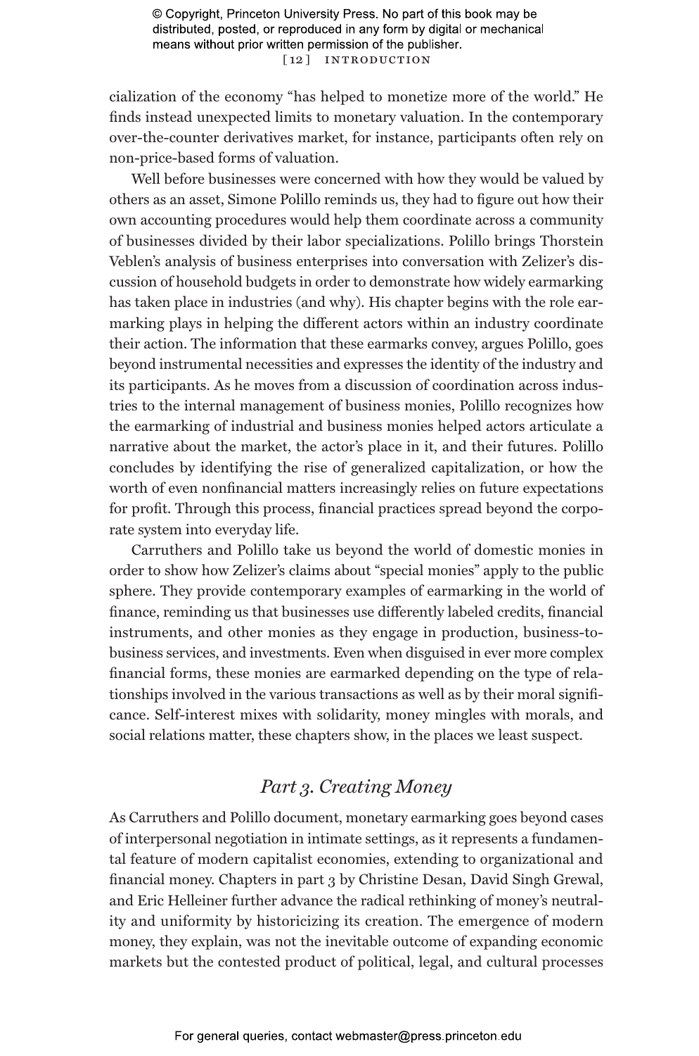cialization of the economy "has helped to monetize more of the world." He finds instead unexpected limits to monetary valuation. In the contemporary over-the-counter derivatives market, for instance, participants often rely on non-price-based forms of valuation.

Well before businesses were concerned with how they would be valued by others as an asset, Simone Polillo reminds us, they had to figure out how their own accounting procedures would help them coordinate across a community of businesses divided by their labor specializations. Polillo brings Thorstein Veblen's analysis of business enterprises into conversation with Zelizer's discussion of household budgets in order to demonstrate how widely earmarking has taken place in industries (and why). His chapter begins with the role earmarking plays in helping the different actors within an industry coordinate their action. The information that these earmarks convey, argues Polillo, goes beyond instrumental necessities and expresses the identity of the industry and its participants. As he moves from a discussion of coordination across industries to the internal management of business monies, Polillo recognizes how the earmarking of industrial and business monies helped actors articulate a narrative about the market, the actor's place in it, and their futures. Polillo concludes by identifying the rise of generalized capitalization, or how the worth of even nonfinancial matters increasingly relies on future expectations for profit. Through this process, financial practices spread beyond the corporate system into everyday life.

Carruthers and Polillo take us beyond the world of domestic monies in order to show how Zelizer's claims about "special monies" apply to the public sphere. They provide contemporary examples of earmarking in the world of finance, reminding us that businesses use differently labeled credits, financial instruments, and other monies as they engage in production, business-to-business services, and investments. Even when disguised in ever more complex financial forms, these monies are earmarked depending on the type of relationships involved in the various transactions as well as by their moral significance. Self-interest mixes with solidarity, money mingles with morals, and social relations matter, these chapters show, in the places we least suspect.

## *Part 3. Creating Money*

As Carruthers and Polillo document, monetary earmarking goes beyond cases of interpersonal negotiation in intimate settings, as it represents a fundamental feature of modern capitalist economies, extending to organizational and financial money. Chapters in part 3 by Christine Desan, David Singh Grewal, and Eric Helleiner further advance the radical rethinking of money's neutrality and uniformity by historicizing its creation. The emergence of modern money, they explain, was not the inevitable outcome of expanding economic markets but the contested product of political, legal, and cultural processes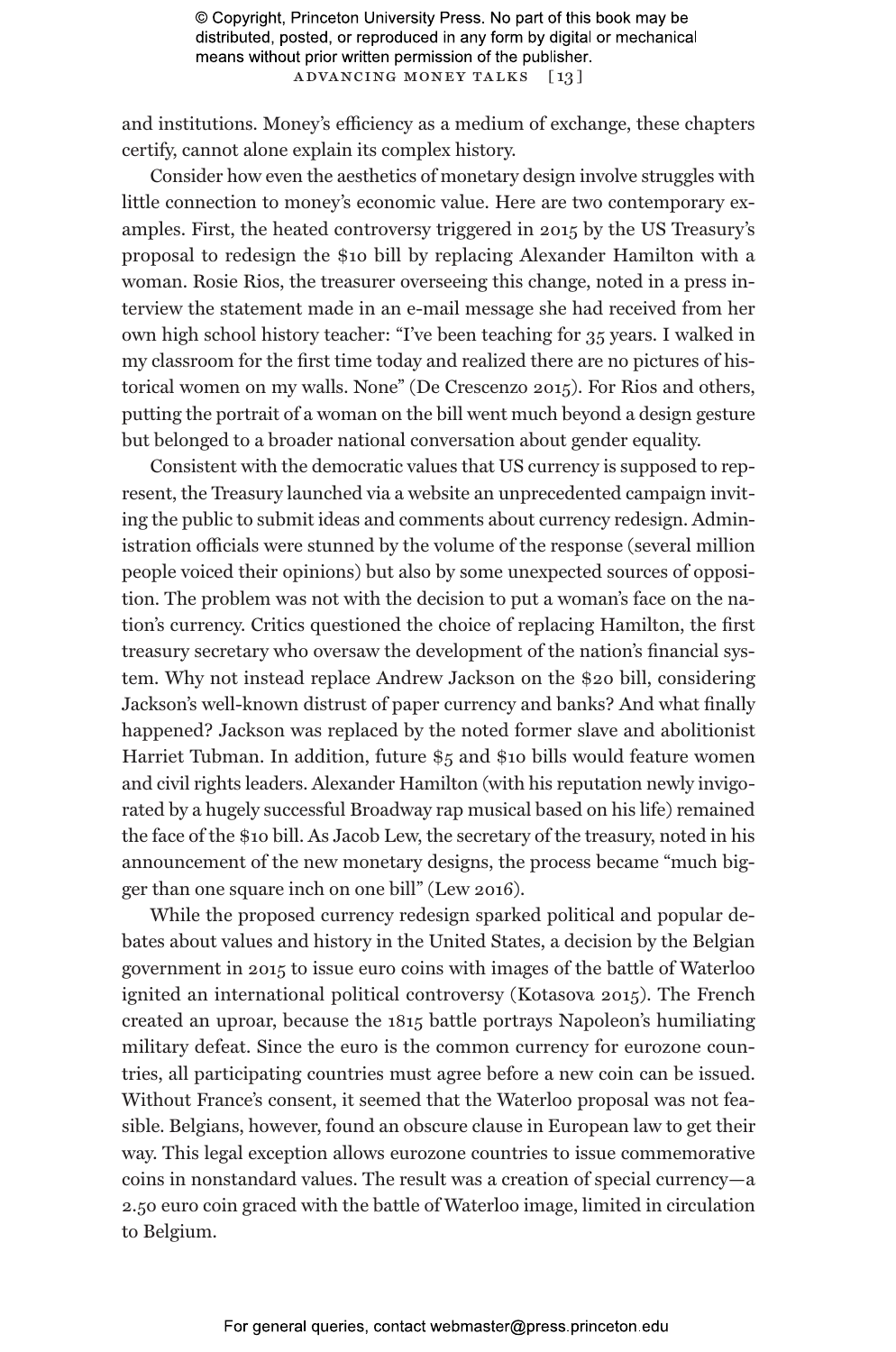and institutions. Money's efficiency as a medium of exchange, these chapters certify, cannot alone explain its complex history.

Consider how even the aesthetics of monetary design involve struggles with little connection to money's economic value. Here are two contemporary examples. First, the heated controversy triggered in 2015 by the US Treasury's proposal to redesign the $10 bill by replacing Alexander Hamilton with a woman. Rosie Rios, the treasurer overseeing this change, noted in a press interview the statement made in an e-mail message she had received from her own high school history teacher: "I've been teaching for 35 years. I walked in my classroom for the first time today and realized there are no pictures of historical women on my walls. None" (De Crescenzo 2015). For Rios and others, putting the portrait of a woman on the bill went much beyond a design gesture but belonged to a broader national conversation about gender equality.

Consistent with the democratic values that US currency is supposed to represent, the Treasury launched via a website an unprecedented campaign inviting the public to submit ideas and comments about currency redesign. Administration officials were stunned by the volume of the response (several million people voiced their opinions) but also by some unexpected sources of opposition. The problem was not with the decision to put a woman's face on the nation's currency. Critics questioned the choice of replacing Hamilton, the first treasury secretary who oversaw the development of the nation's financial system. Why not instead replace Andrew Jackson on the $20 bill, considering Jackson's well-known distrust of paper currency and banks? And what finally happened? Jackson was replaced by the noted former slave and abolitionist Harriet Tubman. In addition, future $5 and $10 bills would feature women and civil rights leaders. Alexander Hamilton (with his reputation newly invigorated by a hugely successful Broadway rap musical based on his life) remained the face of the $10 bill. As Jacob Lew, the secretary of the treasury, noted in his announcement of the new monetary designs, the process became "much bigger than one square inch on one bill" (Lew 2016).

While the proposed currency redesign sparked political and popular debates about values and history in the United States, a decision by the Belgian government in 2015 to issue euro coins with images of the battle of Waterloo ignited an international political controversy (Kotasova 2015). The French created an uproar, because the 1815 battle portrays Napoleon's humiliating military defeat. Since the euro is the common currency for eurozone countries, all participating countries must agree before a new coin can be issued. Without France's consent, it seemed that the Waterloo proposal was not feasible. Belgians, however, found an obscure clause in European law to get their way. This legal exception allows eurozone countries to issue commemorative coins in nonstandard values. The result was a creation of special currency—a 2.50 euro coin graced with the battle of Waterloo image, limited in circulation to Belgium.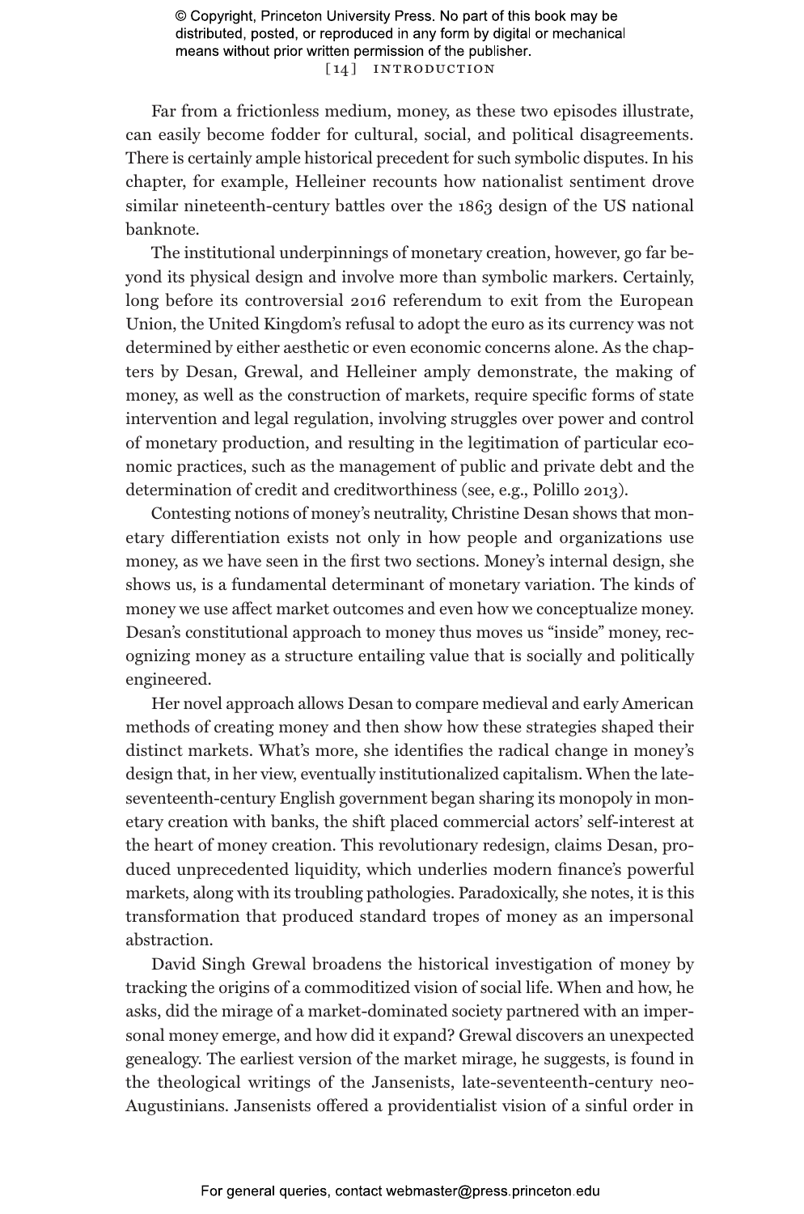Far from a frictionless medium, money, as these two episodes illustrate, can easily become fodder for cultural, social, and political disagreements. There is certainly ample historical precedent for such symbolic disputes. In his chapter, for example, Helleiner recounts how nationalist sentiment drove similar nineteenth-century battles over the 1863 design of the US national banknote.

The institutional underpinnings of monetary creation, however, go far beyond its physical design and involve more than symbolic markers. Certainly, long before its controversial 2016 referendum to exit from the European Union, the United Kingdom's refusal to adopt the euro as its currency was not determined by either aesthetic or even economic concerns alone. As the chapters by Desan, Grewal, and Helleiner amply demonstrate, the making of money, as well as the construction of markets, require specific forms of state intervention and legal regulation, involving struggles over power and control of monetary production, and resulting in the legitimation of particular economic practices, such as the management of public and private debt and the determination of credit and creditworthiness (see, e.g., Polillo 2013).

Contesting notions of money's neutrality, Christine Desan shows that monetary differentiation exists not only in how people and organizations use money, as we have seen in the first two sections. Money's internal design, she shows us, is a fundamental determinant of monetary variation. The kinds of money we use affect market outcomes and even how we conceptualize money. Desan's constitutional approach to money thus moves us "inside" money, recognizing money as a structure entailing value that is socially and politically engineered.

Her novel approach allows Desan to compare medieval and early American methods of creating money and then show how these strategies shaped their distinct markets. What's more, she identifies the radical change in money's design that, in her view, eventually institutionalized capitalism. When the late-seventeenth-century English government began sharing its monopoly in monetary creation with banks, the shift placed commercial actors' self-interest at the heart of money creation. This revolutionary redesign, claims Desan, produced unprecedented liquidity, which underlies modern finance's powerful markets, along with its troubling pathologies. Paradoxically, she notes, it is this transformation that produced standard tropes of money as an impersonal abstraction.

David Singh Grewal broadens the historical investigation of money by tracking the origins of a commoditized vision of social life. When and how, he asks, did the mirage of a market-dominated society partnered with an impersonal money emerge, and how did it expand? Grewal discovers an unexpected genealogy. The earliest version of the market mirage, he suggests, is found in the theological writings of the Jansenists, late-seventeenth-century neo-Augustinians. Jansenists offered a providentialist vision of a sinful order in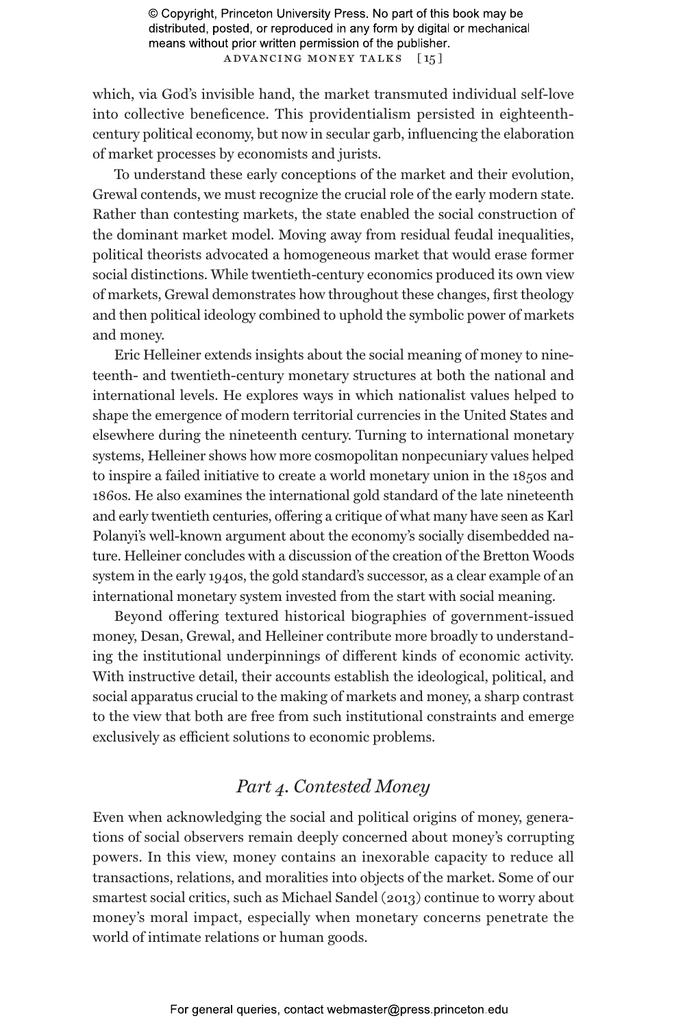which, via God's invisible hand, the market transmuted individual self-love into collective beneficence. This providentialism persisted in eighteenth-century political economy, but now in secular garb, influencing the elaboration of market processes by economists and jurists.

To understand these early conceptions of the market and their evolution, Grewal contends, we must recognize the crucial role of the early modern state. Rather than contesting markets, the state enabled the social construction of the dominant market model. Moving away from residual feudal inequalities, political theorists advocated a homogeneous market that would erase former social distinctions. While twentieth-century economics produced its own view of markets, Grewal demonstrates how throughout these changes, first theology and then political ideology combined to uphold the symbolic power of markets and money.

Eric Helleiner extends insights about the social meaning of money to nineteenth- and twentieth-century monetary structures at both the national and international levels. He explores ways in which nationalist values helped to shape the emergence of modern territorial currencies in the United States and elsewhere during the nineteenth century. Turning to international monetary systems, Helleiner shows how more cosmopolitan nonpecuniary values helped to inspire a failed initiative to create a world monetary union in the 1850s and 1860s. He also examines the international gold standard of the late nineteenth and early twentieth centuries, offering a critique of what many have seen as Karl Polanyi's well-known argument about the economy's socially disembedded nature. Helleiner concludes with a discussion of the creation of the Bretton Woods system in the early 1940s, the gold standard's successor, as a clear example of an international monetary system invested from the start with social meaning.

Beyond offering textured historical biographies of government-issued money, Desan, Grewal, and Helleiner contribute more broadly to understanding the institutional underpinnings of different kinds of economic activity. With instructive detail, their accounts establish the ideological, political, and social apparatus crucial to the making of markets and money, a sharp contrast to the view that both are free from such institutional constraints and emerge exclusively as efficient solutions to economic problems.

## *Part 4. Contested Money*

Even when acknowledging the social and political origins of money, generations of social observers remain deeply concerned about money's corrupting powers. In this view, money contains an inexorable capacity to reduce all transactions, relations, and moralities into objects of the market. Some of our smartest social critics, such as Michael Sandel (2013) continue to worry about money's moral impact, especially when monetary concerns penetrate the world of intimate relations or human goods.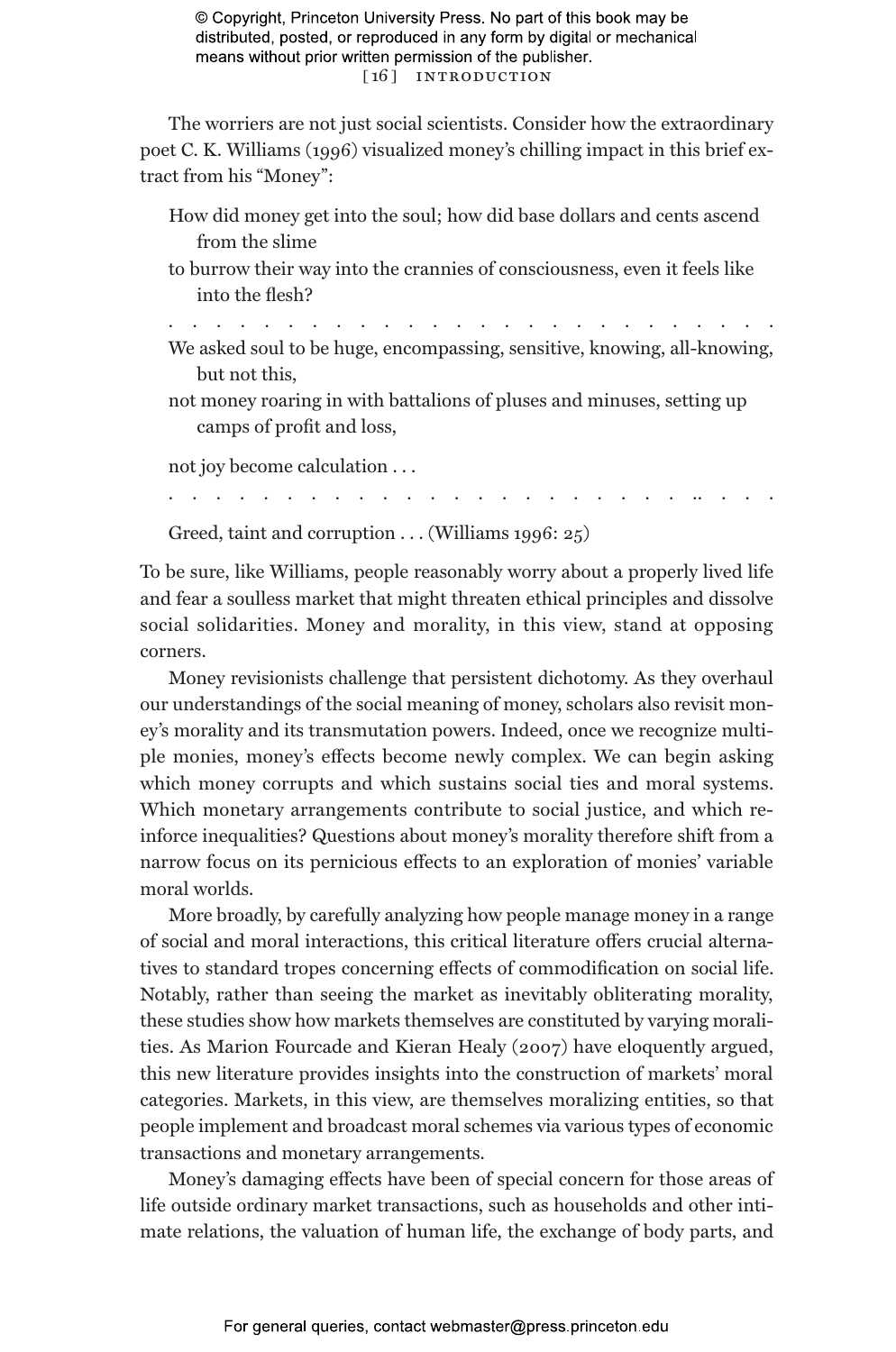The worriers are not just social scientists. Consider how the extraordinary poet C. K. Williams (1996) visualized money's chilling impact in this brief extract from his "Money":

> How did money get into the soul; how did base dollars and cents ascend from the slime
> to burrow their way into the crannies of consciousness, even it feels like into the flesh?
>
> . . . . . . . . . . . . . . . . . . . . . . . . . . . . . . .
>
> We asked soul to be huge, encompassing, sensitive, knowing, all-knowing, but not this,
> not money roaring in with battalions of pluses and minuses, setting up camps of profit and loss,
>
> not joy become calculation . . .
>
> . . . . . . . . . . . . . . . . . . . . . . . . . . .. . . . .
>
> Greed, taint and corruption . . . (Williams 1996: 25)

To be sure, like Williams, people reasonably worry about a properly lived life and fear a soulless market that might threaten ethical principles and dissolve social solidarities. Money and morality, in this view, stand at opposing corners.

Money revisionists challenge that persistent dichotomy. As they overhaul our understandings of the social meaning of money, scholars also revisit money's morality and its transmutation powers. Indeed, once we recognize multiple monies, money's effects become newly complex. We can begin asking which money corrupts and which sustains social ties and moral systems. Which monetary arrangements contribute to social justice, and which reinforce inequalities? Questions about money's morality therefore shift from a narrow focus on its pernicious effects to an exploration of monies' variable moral worlds.

More broadly, by carefully analyzing how people manage money in a range of social and moral interactions, this critical literature offers crucial alternatives to standard tropes concerning effects of commodification on social life. Notably, rather than seeing the market as inevitably obliterating morality, these studies show how markets themselves are constituted by varying moralities. As Marion Fourcade and Kieran Healy (2007) have eloquently argued, this new literature provides insights into the construction of markets' moral categories. Markets, in this view, are themselves moralizing entities, so that people implement and broadcast moral schemes via various types of economic transactions and monetary arrangements.

Money's damaging effects have been of special concern for those areas of life outside ordinary market transactions, such as households and other intimate relations, the valuation of human life, the exchange of body parts, and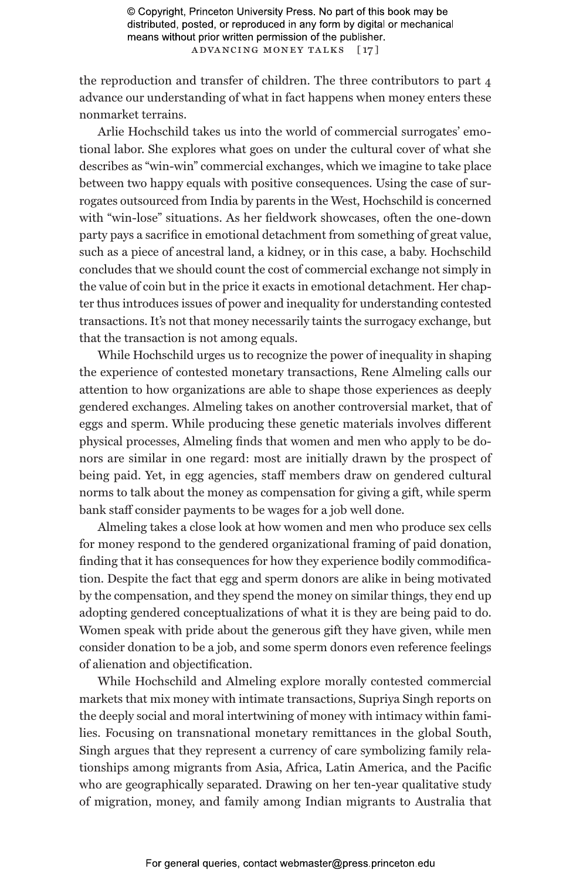the reproduction and transfer of children. The three contributors to part 4 advance our understanding of what in fact happens when money enters these nonmarket terrains.

Arlie Hochschild takes us into the world of commercial surrogates' emotional labor. She explores what goes on under the cultural cover of what she describes as "win-win" commercial exchanges, which we imagine to take place between two happy equals with positive consequences. Using the case of surrogates outsourced from India by parents in the West, Hochschild is concerned with "win-lose" situations. As her fieldwork showcases, often the one-down party pays a sacrifice in emotional detachment from something of great value, such as a piece of ancestral land, a kidney, or in this case, a baby. Hochschild concludes that we should count the cost of commercial exchange not simply in the value of coin but in the price it exacts in emotional detachment. Her chapter thus introduces issues of power and inequality for understanding contested transactions. It's not that money necessarily taints the surrogacy exchange, but that the transaction is not among equals.

While Hochschild urges us to recognize the power of inequality in shaping the experience of contested monetary transactions, Rene Almeling calls our attention to how organizations are able to shape those experiences as deeply gendered exchanges. Almeling takes on another controversial market, that of eggs and sperm. While producing these genetic materials involves different physical processes, Almeling finds that women and men who apply to be donors are similar in one regard: most are initially drawn by the prospect of being paid. Yet, in egg agencies, staff members draw on gendered cultural norms to talk about the money as compensation for giving a gift, while sperm bank staff consider payments to be wages for a job well done.

Almeling takes a close look at how women and men who produce sex cells for money respond to the gendered organizational framing of paid donation, finding that it has consequences for how they experience bodily commodification. Despite the fact that egg and sperm donors are alike in being motivated by the compensation, and they spend the money on similar things, they end up adopting gendered conceptualizations of what it is they are being paid to do. Women speak with pride about the generous gift they have given, while men consider donation to be a job, and some sperm donors even reference feelings of alienation and objectification.

While Hochschild and Almeling explore morally contested commercial markets that mix money with intimate transactions, Supriya Singh reports on the deeply social and moral intertwining of money with intimacy within families. Focusing on transnational monetary remittances in the global South, Singh argues that they represent a currency of care symbolizing family relationships among migrants from Asia, Africa, Latin America, and the Pacific who are geographically separated. Drawing on her ten-year qualitative study of migration, money, and family among Indian migrants to Australia that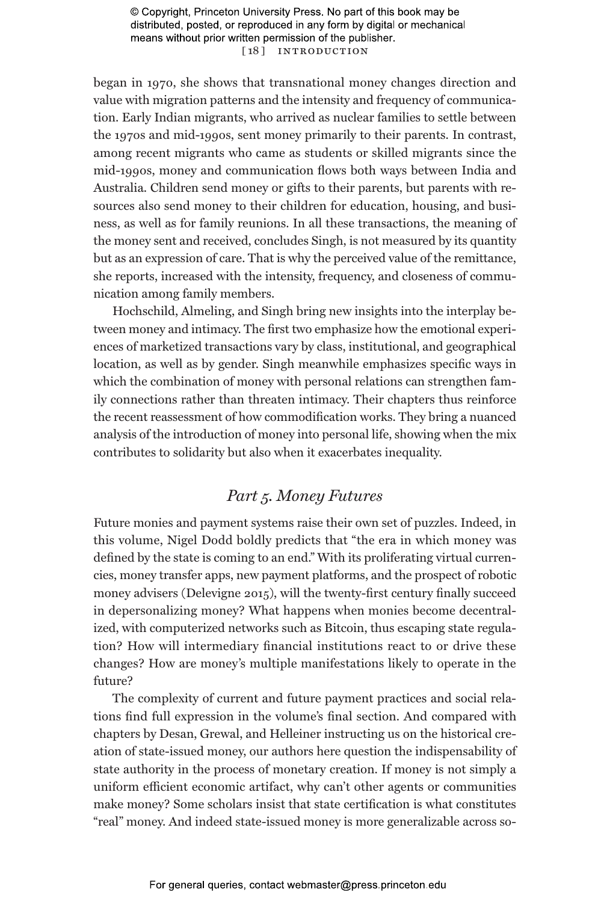began in 1970, she shows that transnational money changes direction and value with migration patterns and the intensity and frequency of communication. Early Indian migrants, who arrived as nuclear families to settle between the 1970s and mid-1990s, sent money primarily to their parents. In contrast, among recent migrants who came as students or skilled migrants since the mid-1990s, money and communication flows both ways between India and Australia. Children send money or gifts to their parents, but parents with resources also send money to their children for education, housing, and business, as well as for family reunions. In all these transactions, the meaning of the money sent and received, concludes Singh, is not measured by its quantity but as an expression of care. That is why the perceived value of the remittance, she reports, increased with the intensity, frequency, and closeness of communication among family members.

Hochschild, Almeling, and Singh bring new insights into the interplay between money and intimacy. The first two emphasize how the emotional experiences of marketized transactions vary by class, institutional, and geographical location, as well as by gender. Singh meanwhile emphasizes specific ways in which the combination of money with personal relations can strengthen family connections rather than threaten intimacy. Their chapters thus reinforce the recent reassessment of how commodification works. They bring a nuanced analysis of the introduction of money into personal life, showing when the mix contributes to solidarity but also when it exacerbates inequality.

## *Part 5. Money Futures*

Future monies and payment systems raise their own set of puzzles. Indeed, in this volume, Nigel Dodd boldly predicts that "the era in which money was defined by the state is coming to an end." With its proliferating virtual currencies, money transfer apps, new payment platforms, and the prospect of robotic money advisers (Delevigne 2015), will the twenty-first century finally succeed in depersonalizing money? What happens when monies become decentralized, with computerized networks such as Bitcoin, thus escaping state regulation? How will intermediary financial institutions react to or drive these changes? How are money's multiple manifestations likely to operate in the future?

The complexity of current and future payment practices and social relations find full expression in the volume's final section. And compared with chapters by Desan, Grewal, and Helleiner instructing us on the historical creation of state-issued money, our authors here question the indispensability of state authority in the process of monetary creation. If money is not simply a uniform efficient economic artifact, why can't other agents or communities make money? Some scholars insist that state certification is what constitutes "real" money. And indeed state-issued money is more generalizable across so-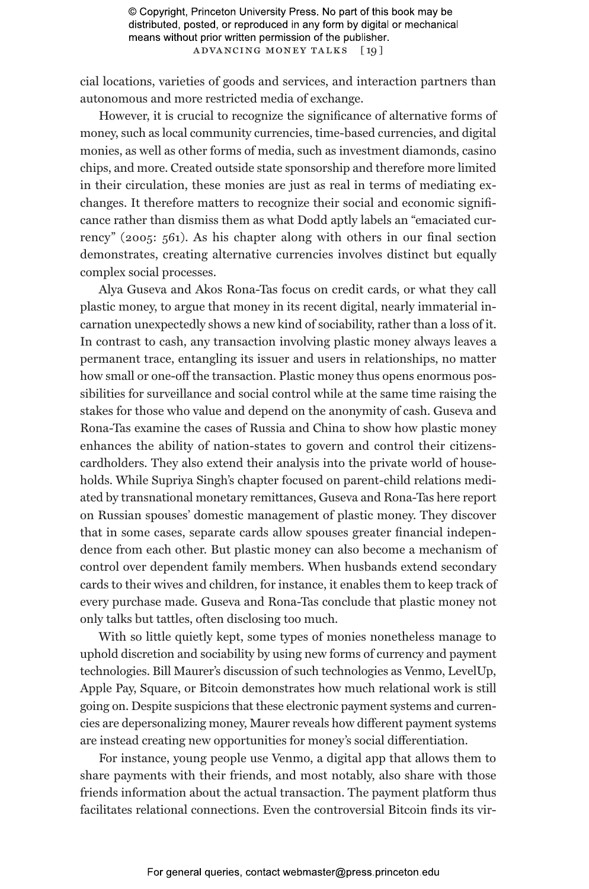cial locations, varieties of goods and services, and interaction partners than autonomous and more restricted media of exchange.

However, it is crucial to recognize the significance of alternative forms of money, such as local community currencies, time-based currencies, and digital monies, as well as other forms of media, such as investment diamonds, casino chips, and more. Created outside state sponsorship and therefore more limited in their circulation, these monies are just as real in terms of mediating exchanges. It therefore matters to recognize their social and economic significance rather than dismiss them as what Dodd aptly labels an "emaciated currency" (2005: 561). As his chapter along with others in our final section demonstrates, creating alternative currencies involves distinct but equally complex social processes.

Alya Guseva and Akos Rona-Tas focus on credit cards, or what they call plastic money, to argue that money in its recent digital, nearly immaterial incarnation unexpectedly shows a new kind of sociability, rather than a loss of it. In contrast to cash, any transaction involving plastic money always leaves a permanent trace, entangling its issuer and users in relationships, no matter how small or one-off the transaction. Plastic money thus opens enormous possibilities for surveillance and social control while at the same time raising the stakes for those who value and depend on the anonymity of cash. Guseva and Rona-Tas examine the cases of Russia and China to show how plastic money enhances the ability of nation-states to govern and control their citizens-cardholders. They also extend their analysis into the private world of households. While Supriya Singh's chapter focused on parent-child relations mediated by transnational monetary remittances, Guseva and Rona-Tas here report on Russian spouses' domestic management of plastic money. They discover that in some cases, separate cards allow spouses greater financial independence from each other. But plastic money can also become a mechanism of control over dependent family members. When husbands extend secondary cards to their wives and children, for instance, it enables them to keep track of every purchase made. Guseva and Rona-Tas conclude that plastic money not only talks but tattles, often disclosing too much.

With so little quietly kept, some types of monies nonetheless manage to uphold discretion and sociability by using new forms of currency and payment technologies. Bill Maurer's discussion of such technologies as Venmo, LevelUp, Apple Pay, Square, or Bitcoin demonstrates how much relational work is still going on. Despite suspicions that these electronic payment systems and currencies are depersonalizing money, Maurer reveals how different payment systems are instead creating new opportunities for money's social differentiation.

For instance, young people use Venmo, a digital app that allows them to share payments with their friends, and most notably, also share with those friends information about the actual transaction. The payment platform thus facilitates relational connections. Even the controversial Bitcoin finds its vir-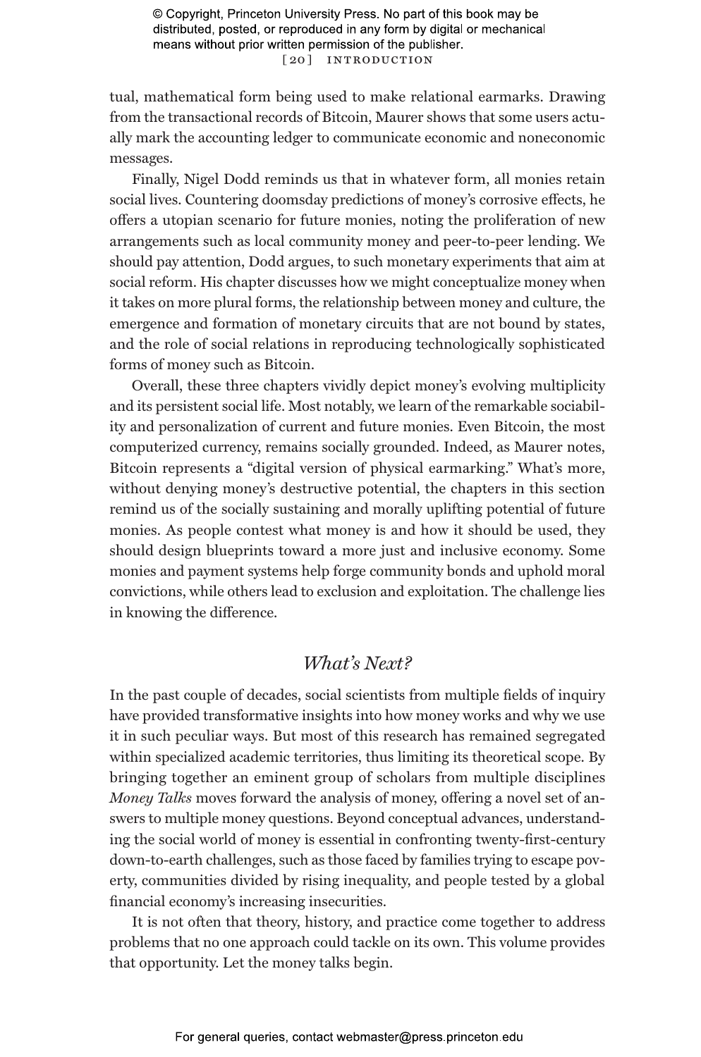tual, mathematical form being used to make relational earmarks. Drawing from the transactional records of Bitcoin, Maurer shows that some users actually mark the accounting ledger to communicate economic and noneconomic messages.

Finally, Nigel Dodd reminds us that in whatever form, all monies retain social lives. Countering doomsday predictions of money's corrosive effects, he offers a utopian scenario for future monies, noting the proliferation of new arrangements such as local community money and peer-to-peer lending. We should pay attention, Dodd argues, to such monetary experiments that aim at social reform. His chapter discusses how we might conceptualize money when it takes on more plural forms, the relationship between money and culture, the emergence and formation of monetary circuits that are not bound by states, and the role of social relations in reproducing technologically sophisticated forms of money such as Bitcoin.

Overall, these three chapters vividly depict money's evolving multiplicity and its persistent social life. Most notably, we learn of the remarkable sociability and personalization of current and future monies. Even Bitcoin, the most computerized currency, remains socially grounded. Indeed, as Maurer notes, Bitcoin represents a "digital version of physical earmarking." What's more, without denying money's destructive potential, the chapters in this section remind us of the socially sustaining and morally uplifting potential of future monies. As people contest what money is and how it should be used, they should design blueprints toward a more just and inclusive economy. Some monies and payment systems help forge community bonds and uphold moral convictions, while others lead to exclusion and exploitation. The challenge lies in knowing the difference.

## *What's Next?*

In the past couple of decades, social scientists from multiple fields of inquiry have provided transformative insights into how money works and why we use it in such peculiar ways. But most of this research has remained segregated within specialized academic territories, thus limiting its theoretical scope. By bringing together an eminent group of scholars from multiple disciplines *Money Talks* moves forward the analysis of money, offering a novel set of answers to multiple money questions. Beyond conceptual advances, understanding the social world of money is essential in confronting twenty-first-century down-to-earth challenges, such as those faced by families trying to escape poverty, communities divided by rising inequality, and people tested by a global financial economy's increasing insecurities.

It is not often that theory, history, and practice come together to address problems that no one approach could tackle on its own. This volume provides that opportunity. Let the money talks begin.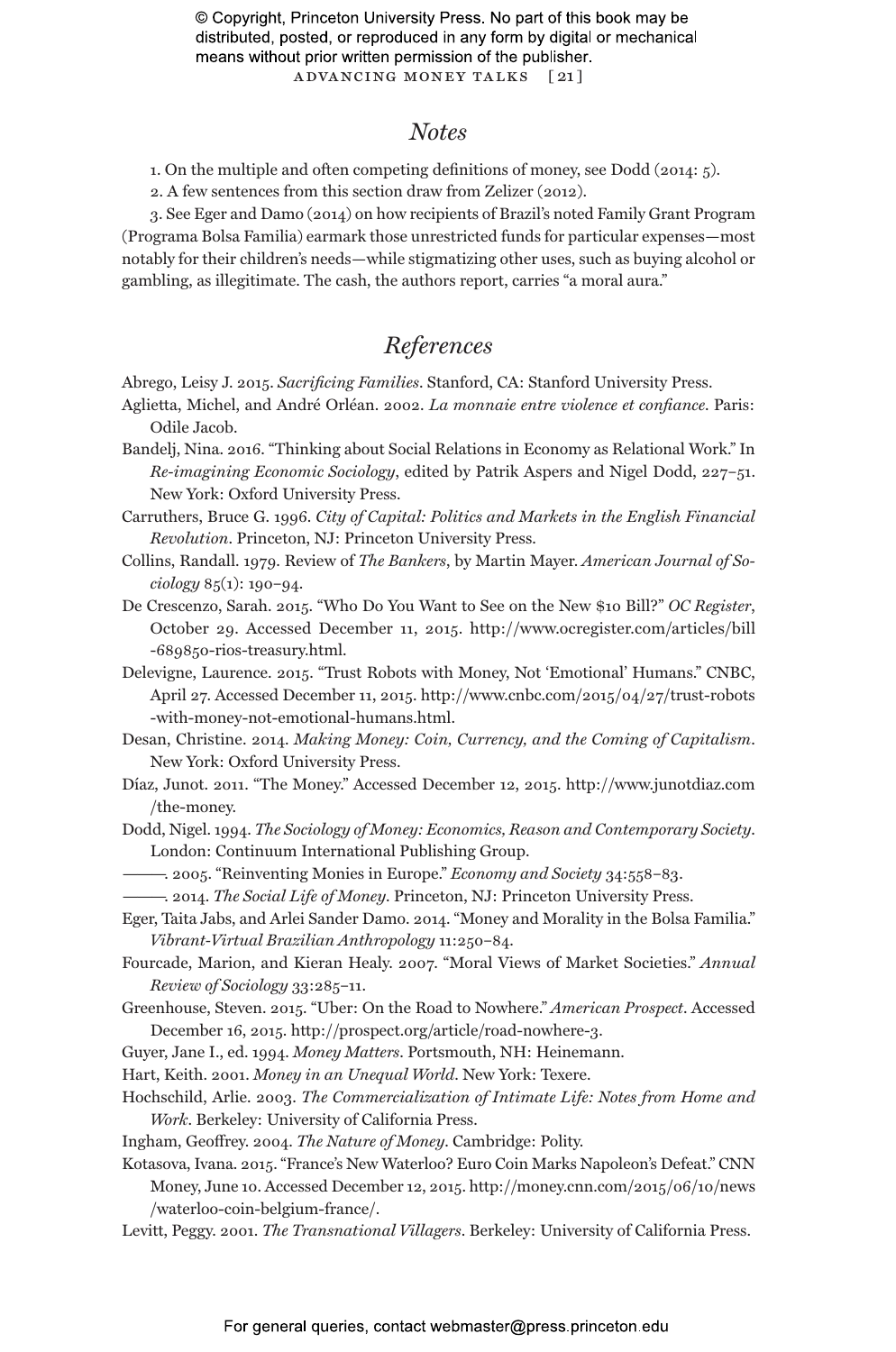## Notes

1. On the multiple and often competing definitions of money, see Dodd (2014: 5).

2. A few sentences from this section draw from Zelizer (2012).

3. See Eger and Damo (2014) on how recipients of Brazil's noted Family Grant Program (Programa Bolsa Familia) earmark those unrestricted funds for particular expenses—most notably for their children's needs—while stigmatizing other uses, such as buying alcohol or gambling, as illegitimate. The cash, the authors report, carries "a moral aura."

## References

Abrego, Leisy J. 2015. *Sacrificing Families*. Stanford, CA: Stanford University Press.

Aglietta, Michel, and André Orléan. 2002. *La monnaie entre violence et confiance*. Paris: Odile Jacob.

Bandelj, Nina. 2016. "Thinking about Social Relations in Economy as Relational Work." In *Re-imagining Economic Sociology*, edited by Patrik Aspers and Nigel Dodd, 227–51. New York: Oxford University Press.

Carruthers, Bruce G. 1996. *City of Capital: Politics and Markets in the English Financial Revolution*. Princeton, NJ: Princeton University Press.

Collins, Randall. 1979. Review of *The Bankers*, by Martin Mayer. *American Journal of Sociology* 85(1): 190–94.

De Crescenzo, Sarah. 2015. "Who Do You Want to See on the New $10 Bill?" *OC Register*, October 29. Accessed December 11, 2015. http://www.ocregister.com/articles/bill-689850-rios-treasury.html.

Delevigne, Laurence. 2015. "Trust Robots with Money, Not 'Emotional' Humans." CNBC, April 27. Accessed December 11, 2015. http://www.cnbc.com/2015/04/27/trust-robots-with-money-not-emotional-humans.html.

Desan, Christine. 2014. *Making Money: Coin, Currency, and the Coming of Capitalism*. New York: Oxford University Press.

Díaz, Junot. 2011. "The Money." Accessed December 12, 2015. http://www.junotdiaz.com/the-money.

Dodd, Nigel. 1994. *The Sociology of Money: Economics, Reason and Contemporary Society*. London: Continuum International Publishing Group.

———. 2005. "Reinventing Monies in Europe." *Economy and Society* 34:558–83.

———. 2014. *The Social Life of Money*. Princeton, NJ: Princeton University Press.

Eger, Taita Jabs, and Arlei Sander Damo. 2014. "Money and Morality in the Bolsa Familia." *Vibrant-Virtual Brazilian Anthropology* 11:250–84.

Fourcade, Marion, and Kieran Healy. 2007. "Moral Views of Market Societies." *Annual Review of Sociology* 33:285–11.

Greenhouse, Steven. 2015. "Uber: On the Road to Nowhere." *American Prospect*. Accessed December 16, 2015. http://prospect.org/article/road-nowhere-3.

Guyer, Jane I., ed. 1994. *Money Matters*. Portsmouth, NH: Heinemann.

Hart, Keith. 2001. *Money in an Unequal World*. New York: Texere.

Hochschild, Arlie. 2003. *The Commercialization of Intimate Life: Notes from Home and Work*. Berkeley: University of California Press.

Ingham, Geoffrey. 2004. *The Nature of Money*. Cambridge: Polity.

Kotasova, Ivana. 2015. "France's New Waterloo? Euro Coin Marks Napoleon's Defeat." CNN Money, June 10. Accessed December 12, 2015. http://money.cnn.com/2015/06/10/news/waterloo-coin-belgium-france/.

Levitt, Peggy. 2001. *The Transnational Villagers*. Berkeley: University of California Press.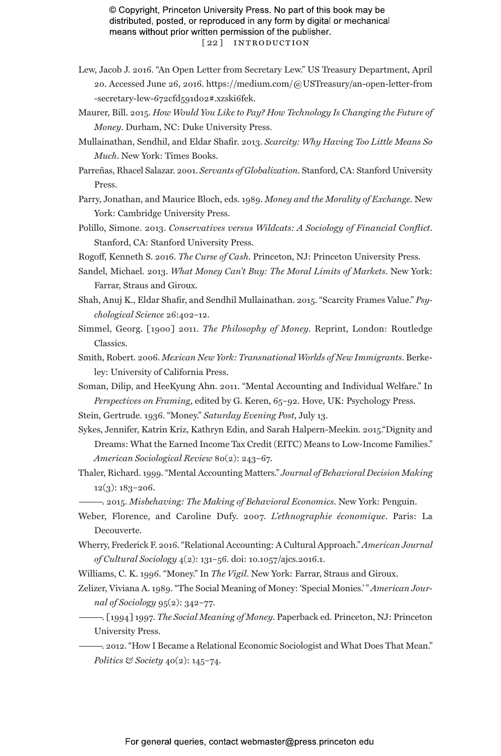Lew, Jacob J. 2016. "An Open Letter from Secretary Lew." US Treasury Department, April 20. Accessed June 26, 2016. https://medium.com/@USTreasury/an-open-letter-from-secretary-lew-672cfd591d02#.xzski6fek.

Maurer, Bill. 2015. *How Would You Like to Pay? How Technology Is Changing the Future of Money*. Durham, NC: Duke University Press.

Mullainathan, Sendhil, and Eldar Shafir. 2013. *Scarcity: Why Having Too Little Means So Much*. New York: Times Books.

Parreñas, Rhacel Salazar. 2001. *Servants of Globalization*. Stanford, CA: Stanford University Press.

Parry, Jonathan, and Maurice Bloch, eds. 1989. *Money and the Morality of Exchange*. New York: Cambridge University Press.

Polillo, Simone. 2013. *Conservatives versus Wildcats: A Sociology of Financial Conflict*. Stanford, CA: Stanford University Press.

Rogoff, Kenneth S. 2016. *The Curse of Cash*. Princeton, NJ: Princeton University Press.

Sandel, Michael. 2013. *What Money Can't Buy: The Moral Limits of Markets*. New York: Farrar, Straus and Giroux.

Shah, Anuj K., Eldar Shafir, and Sendhil Mullainathan. 2015. "Scarcity Frames Value." *Psychological Science* 26:402–12.

Simmel, Georg. [1900] 2011. *The Philosophy of Money*. Reprint, London: Routledge Classics.

Smith, Robert. 2006. *Mexican New York: Transnational Worlds of New Immigrants*. Berkeley: University of California Press.

Soman, Dilip, and HeeKyung Ahn. 2011. "Mental Accounting and Individual Welfare." In *Perspectives on Framing*, edited by G. Keren, 65–92. Hove, UK: Psychology Press.

Stein, Gertrude. 1936. "Money." *Saturday Evening Post*, July 13.

Sykes, Jennifer, Katrin Kriz, Kathryn Edin, and Sarah Halpern-Meekin. 2015."Dignity and Dreams: What the Earned Income Tax Credit (EITC) Means to Low-Income Families." *American Sociological Review* 80(2): 243–67.

Thaler, Richard. 1999. "Mental Accounting Matters." *Journal of Behavioral Decision Making* 12(3): 183–206.

———. 2015. *Misbehaving: The Making of Behavioral Economics*. New York: Penguin.

Weber, Florence, and Caroline Dufy. 2007. *L'ethnographie économique*. Paris: La Decouverte.

Wherry, Frederick F. 2016. "Relational Accounting: A Cultural Approach." *American Journal of Cultural Sociology* 4(2): 131–56. doi: 10.1057/ajcs.2016.1.

Williams, C. K. 1996. "Money." In *The Vigil*. New York: Farrar, Straus and Giroux.

Zelizer, Viviana A. 1989. "The Social Meaning of Money: 'Special Monies.'" *American Journal of Sociology* 95(2): 342–77.

———. [1994] 1997. *The Social Meaning of Money*. Paperback ed. Princeton, NJ: Princeton University Press.

———. 2012. "How I Became a Relational Economic Sociologist and What Does That Mean." *Politics & Society* 40(2): 145–74.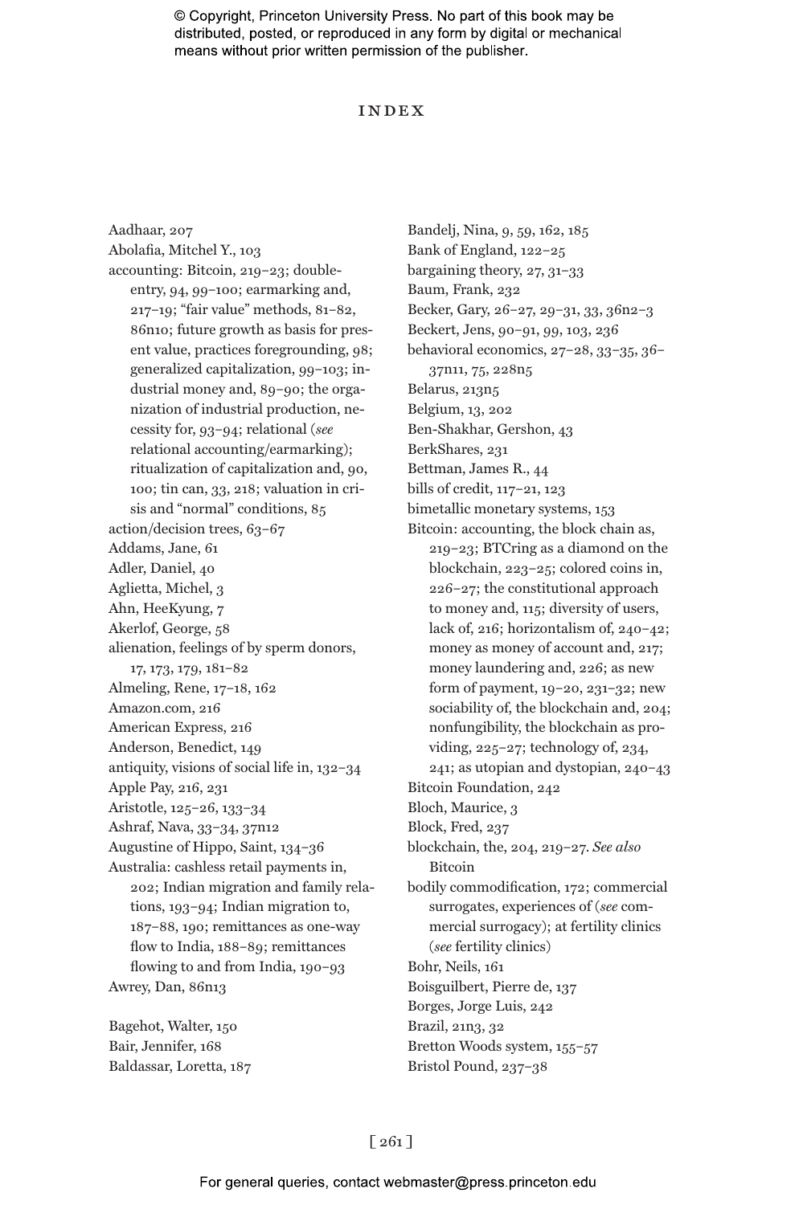# INDEX

Aadhaar, 207
Abolafia, Mitchel Y., 103
accounting: Bitcoin, 219–23; double-entry, 94, 99–100; earmarking and, 217–19; "fair value" methods, 81–82, 86n10; future growth as basis for present value, practices foregrounding, 98; generalized capitalization, 99–103; industrial money and, 89–90; the organization of industrial production, necessity for, 93–94; relational (*see* relational accounting/earmarking); ritualization of capitalization and, 90, 100; tin can, 33, 218; valuation in crisis and "normal" conditions, 85
action/decision trees, 63–67
Addams, Jane, 61
Adler, Daniel, 40
Aglietta, Michel, 3
Ahn, HeeKyung, 7
Akerlof, George, 58
alienation, feelings of by sperm donors, 17, 173, 179, 181–82
Almeling, Rene, 17–18, 162
Amazon.com, 216
American Express, 216
Anderson, Benedict, 149
antiquity, visions of social life in, 132–34
Apple Pay, 216, 231
Aristotle, 125–26, 133–34
Ashraf, Nava, 33–34, 37n12
Augustine of Hippo, Saint, 134–36
Australia: cashless retail payments in, 202; Indian migration and family relations, 193–94; Indian migration to, 187–88, 190; remittances as one-way flow to India, 188–89; remittances flowing to and from India, 190–93
Awrey, Dan, 86n13

Bagehot, Walter, 150
Bair, Jennifer, 168
Baldassar, Loretta, 187
Bandelj, Nina, 9, 59, 162, 185
Bank of England, 122–25
bargaining theory, 27, 31–33
Baum, Frank, 232
Becker, Gary, 26–27, 29–31, 33, 36n2–3
Beckert, Jens, 90–91, 99, 103, 236
behavioral economics, 27–28, 33–35, 36–37n11, 75, 228n5
Belarus, 213n5
Belgium, 13, 202
Ben-Shakhar, Gershon, 43
BerkShares, 231
Bettman, James R., 44
bills of credit, 117–21, 123
bimetallic monetary systems, 153
Bitcoin: accounting, the block chain as, 219–23; BTCring as a diamond on the blockchain, 223–25; colored coins in, 226–27; the constitutional approach to money and, 115; diversity of users, lack of, 216; horizontalism of, 240–42; money as money of account and, 217; money laundering and, 226; as new form of payment, 19–20, 231–32; new sociability of, the blockchain and, 204; nonfungibility, the blockchain as providing, 225–27; technology of, 234, 241; as utopian and dystopian, 240–43
Bitcoin Foundation, 242
Bloch, Maurice, 3
Block, Fred, 237
blockchain, the, 204, 219–27. *See also* Bitcoin
bodily commodification, 172; commercial surrogates, experiences of (*see* commercial surrogacy); at fertility clinics (*see* fertility clinics)
Bohr, Neils, 161
Boisguilbert, Pierre de, 137
Borges, Jorge Luis, 242
Brazil, 21n3, 32
Bretton Woods system, 155–57
Bristol Pound, 237–38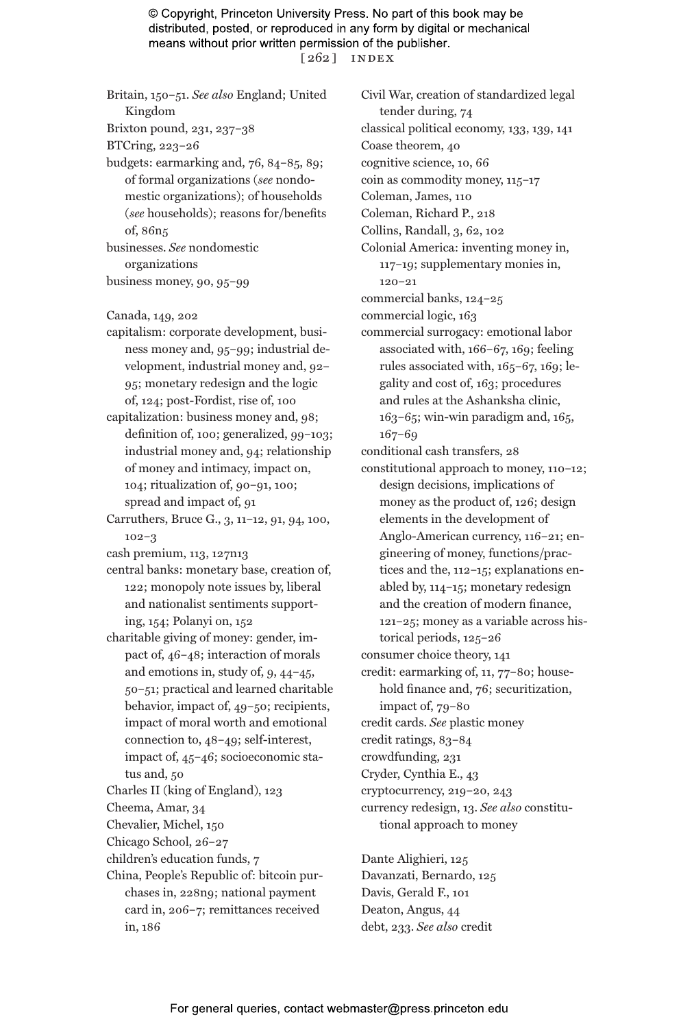Britain, 150–51. *See also* England; United Kingdom
Brixton pound, 231, 237–38
BTCring, 223–26
budgets: earmarking and, 76, 84–85, 89; of formal organizations (*see* nondomestic organizations); of households (*see* households); reasons for/benefits of, 86n5
businesses. *See* nondomestic organizations
business money, 90, 95–99

Canada, 149, 202
capitalism: corporate development, business money and, 95–99; industrial development, industrial money and, 92–95; monetary redesign and the logic of, 124; post-Fordist, rise of, 100
capitalization: business money and, 98; definition of, 100; generalized, 99–103; industrial money and, 94; relationship of money and intimacy, impact on, 104; ritualization of, 90–91, 100; spread and impact of, 91
Carruthers, Bruce G., 3, 11–12, 91, 94, 100, 102–3
cash premium, 113, 127n13
central banks: monetary base, creation of, 122; monopoly note issues by, liberal and nationalist sentiments supporting, 154; Polanyi on, 152
charitable giving of money: gender, impact of, 46–48; interaction of morals and emotions in, study of, 9, 44–45, 50–51; practical and learned charitable behavior, impact of, 49–50; recipients, impact of moral worth and emotional connection to, 48–49; self-interest, impact of, 45–46; socioeconomic status and, 50
Charles II (king of England), 123
Cheema, Amar, 34
Chevalier, Michel, 150
Chicago School, 26–27
children's education funds, 7
China, People's Republic of: bitcoin purchases in, 228n9; national payment card in, 206–7; remittances received in, 186

Civil War, creation of standardized legal tender during, 74
classical political economy, 133, 139, 141
Coase theorem, 40
cognitive science, 10, 66
coin as commodity money, 115–17
Coleman, James, 110
Coleman, Richard P., 218
Collins, Randall, 3, 62, 102
Colonial America: inventing money in, 117–19; supplementary monies in, 120–21
commercial banks, 124–25
commercial logic, 163
commercial surrogacy: emotional labor associated with, 166–67, 169; feeling rules associated with, 165–67, 169; legality and cost of, 163; procedures and rules at the Ashanksha clinic, 163–65; win-win paradigm and, 165, 167–69
conditional cash transfers, 28
constitutional approach to money, 110–12; design decisions, implications of money as the product of, 126; design elements in the development of Anglo-American currency, 116–21; engineering of money, functions/practices and the, 112–15; explanations enabled by, 114–15; monetary redesign and the creation of modern finance, 121–25; money as a variable across historical periods, 125–26
consumer choice theory, 141
credit: earmarking of, 11, 77–80; household finance and, 76; securitization, impact of, 79–80
credit cards. *See* plastic money
credit ratings, 83–84
crowdfunding, 231
Cryder, Cynthia E., 43
cryptocurrency, 219–20, 243
currency redesign, 13. *See also* constitutional approach to money

Dante Alighieri, 125
Davanzati, Bernardo, 125
Davis, Gerald F., 101
Deaton, Angus, 44
debt, 233. *See also* credit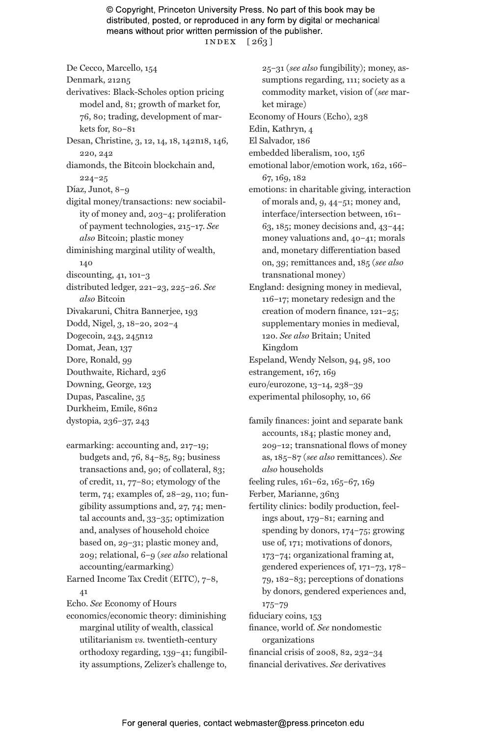De Cecco, Marcello, 154
Denmark, 212n5
derivatives: Black-Scholes option pricing model and, 81; growth of market for, 76, 80; trading, development of markets for, 80–81
Desan, Christine, 3, 12, 14, 18, 142n18, 146, 220, 242
diamonds, the Bitcoin blockchain and, 224–25
Díaz, Junot, 8–9
digital money/transactions: new sociability of money and, 203–4; proliferation of payment technologies, 215–17. *See also* Bitcoin; plastic money
diminishing marginal utility of wealth, 140
discounting, 41, 101–3
distributed ledger, 221–23, 225–26. *See also* Bitcoin
Divakaruni, Chitra Bannerjee, 193
Dodd, Nigel, 3, 18–20, 202–4
Dogecoin, 243, 245n12
Domat, Jean, 137
Dore, Ronald, 99
Douthwaite, Richard, 236
Downing, George, 123
Dupas, Pascaline, 35
Durkheim, Emile, 86n2
dystopia, 236–37, 243

earmarking: accounting and, 217–19; budgets and, 76, 84–85, 89; business transactions and, 90; of collateral, 83; of credit, 11, 77–80; etymology of the term, 74; examples of, 28–29, 110; fungibility assumptions and, 27, 74; mental accounts and, 33–35; optimization and, analyses of household choice based on, 29–31; plastic money and, 209; relational, 6–9 (*see also* relational accounting/earmarking)
Earned Income Tax Credit (EITC), 7–8, 41
Echo. *See* Economy of Hours
economics/economic theory: diminishing marginal utility of wealth, classical utilitarianism *vs.* twentieth-century orthodoxy regarding, 139–41; fungibility assumptions, Zelizer's challenge to, 25–31 (*see also* fungibility); money, assumptions regarding, 111; society as a commodity market, vision of (*see* market mirage)
Economy of Hours (Echo), 238
Edin, Kathryn, 4
El Salvador, 186
embedded liberalism, 100, 156
emotional labor/emotion work, 162, 166–67, 169, 182
emotions: in charitable giving, interaction of morals and, 9, 44–51; money and, interface/intersection between, 161–63, 185; money decisions and, 43–44; money valuations and, 40–41; morals and, monetary differentiation based on, 39; remittances and, 185 (*see also* transnational money)
England: designing money in medieval, 116–17; monetary redesign and the creation of modern finance, 121–25; supplementary monies in medieval, 120. *See also* Britain; United Kingdom
Espeland, Wendy Nelson, 94, 98, 100
estrangement, 167, 169
euro/eurozone, 13–14, 238–39
experimental philosophy, 10, 66

family finances: joint and separate bank accounts, 184; plastic money and, 209–12; transnational flows of money as, 185–87 (*see also* remittances). *See also* households
feeling rules, 161–62, 165–67, 169
Ferber, Marianne, 36n3
fertility clinics: bodily production, feelings about, 179–81; earning and spending by donors, 174–75; growing use of, 171; motivations of donors, 173–74; organizational framing at, gendered experiences of, 171–73, 178–79, 182–83; perceptions of donations by donors, gendered experiences and, 175–79
fiduciary coins, 153
finance, world of. *See* nondomestic organizations
financial crisis of 2008, 82, 232–34
financial derivatives. *See* derivatives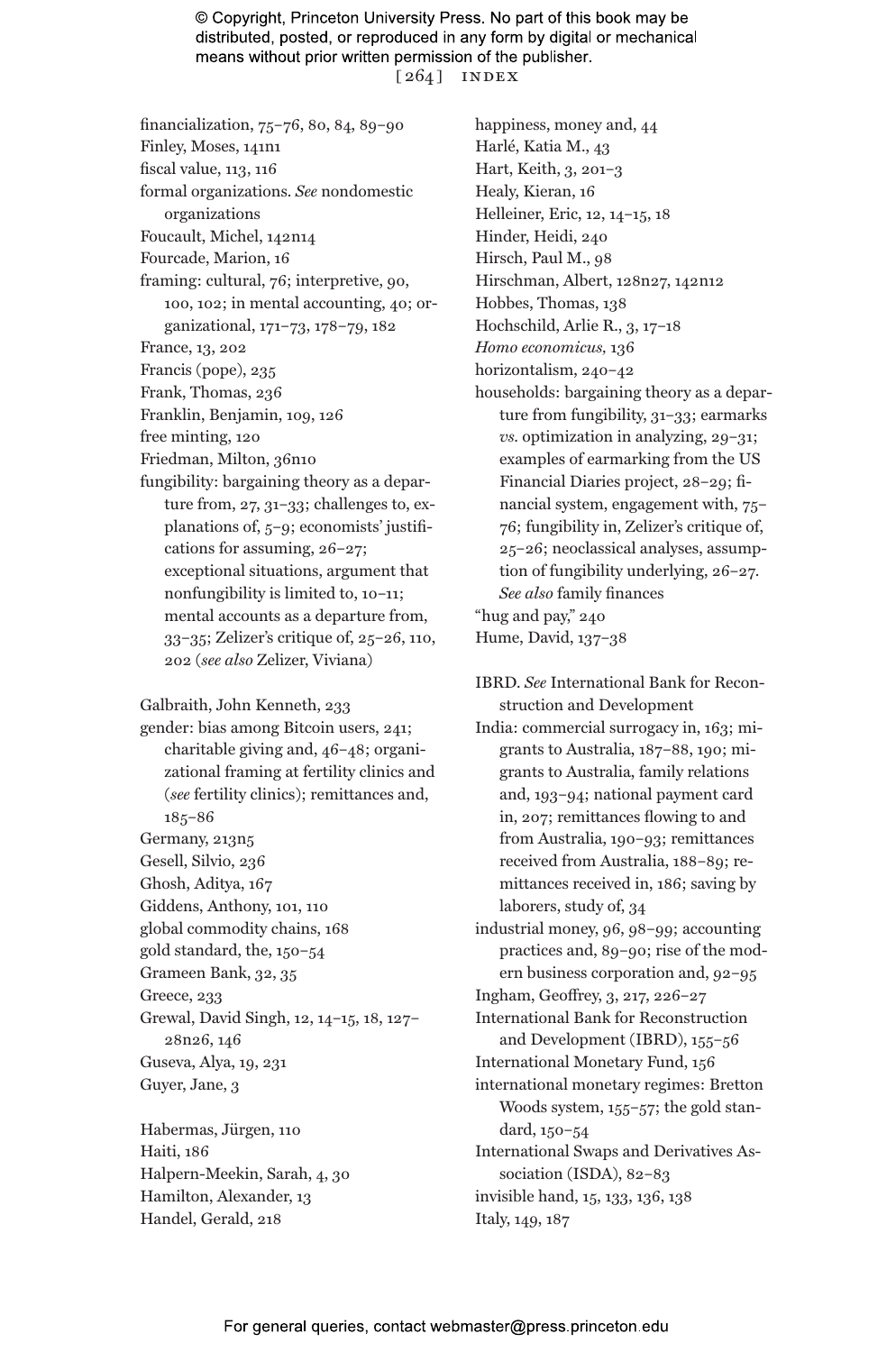financialization, 75–76, 80, 84, 89–90
Finley, Moses, 141n1
fiscal value, 113, 116
formal organizations. *See* nondomestic organizations
Foucault, Michel, 142n14
Fourcade, Marion, 16
framing: cultural, 76; interpretive, 90, 100, 102; in mental accounting, 40; organizational, 171–73, 178–79, 182
France, 13, 202
Francis (pope), 235
Frank, Thomas, 236
Franklin, Benjamin, 109, 126
free minting, 120
Friedman, Milton, 36n10
fungibility: bargaining theory as a departure from, 27, 31–33; challenges to, explanations of, 5–9; economists' justifications for assuming, 26–27; exceptional situations, argument that nonfungibility is limited to, 10–11; mental accounts as a departure from, 33–35; Zelizer's critique of, 25–26, 110, 202 (*see also* Zelizer, Viviana)

Galbraith, John Kenneth, 233
gender: bias among Bitcoin users, 241; charitable giving and, 46–48; organizational framing at fertility clinics and (*see* fertility clinics); remittances and, 185–86
Germany, 213n5
Gesell, Silvio, 236
Ghosh, Aditya, 167
Giddens, Anthony, 101, 110
global commodity chains, 168
gold standard, the, 150–54
Grameen Bank, 32, 35
Greece, 233
Grewal, David Singh, 12, 14–15, 18, 127–28n26, 146
Guseva, Alya, 19, 231
Guyer, Jane, 3

Habermas, Jürgen, 110
Haiti, 186
Halpern-Meekin, Sarah, 4, 30
Hamilton, Alexander, 13
Handel, Gerald, 218
happiness, money and, 44
Harlé, Katia M., 43
Hart, Keith, 3, 201–3
Healy, Kieran, 16
Helleiner, Eric, 12, 14–15, 18
Hinder, Heidi, 240
Hirsch, Paul M., 98
Hirschman, Albert, 128n27, 142n12
Hobbes, Thomas, 138
Hochschild, Arlie R., 3, 17–18
*Homo economicus*, 136
horizontalism, 240–42
households: bargaining theory as a departure from fungibility, 31–33; earmarks *vs.* optimization in analyzing, 29–31; examples of earmarking from the US Financial Diaries project, 28–29; financial system, engagement with, 75–76; fungibility in, Zelizer's critique of, 25–26; neoclassical analyses, assumption of fungibility underlying, 26–27. *See also* family finances
"hug and pay," 240
Hume, David, 137–38

IBRD. *See* International Bank for Reconstruction and Development
India: commercial surrogacy in, 163; migrants to Australia, 187–88, 190; migrants to Australia, family relations and, 193–94; national payment card in, 207; remittances flowing to and from Australia, 190–93; remittances received from Australia, 188–89; remittances received in, 186; saving by laborers, study of, 34
industrial money, 96, 98–99; accounting practices and, 89–90; rise of the modern business corporation and, 92–95
Ingham, Geoffrey, 3, 217, 226–27
International Bank for Reconstruction and Development (IBRD), 155–56
International Monetary Fund, 156
international monetary regimes: Bretton Woods system, 155–57; the gold standard, 150–54
International Swaps and Derivatives Association (ISDA), 82–83
invisible hand, 15, 133, 136, 138
Italy, 149, 187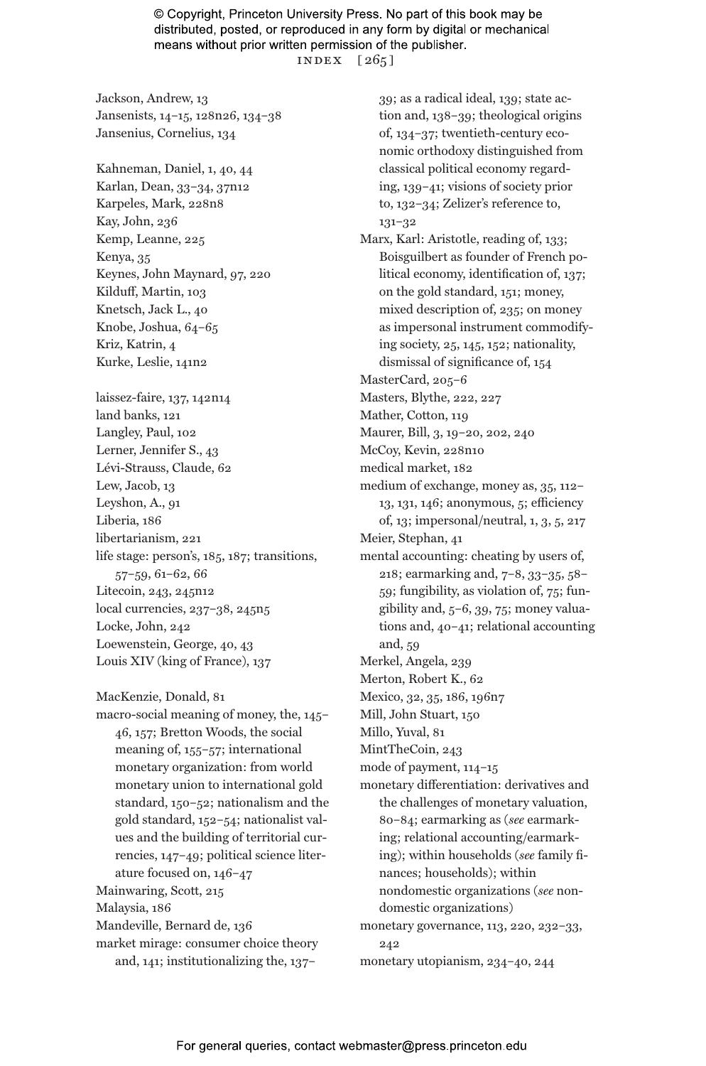Jackson, Andrew, 13
Jansenists, 14–15, 128n26, 134–38
Jansenius, Cornelius, 134

Kahneman, Daniel, 1, 40, 44
Karlan, Dean, 33–34, 37n12
Karpeles, Mark, 228n8
Kay, John, 236
Kemp, Leanne, 225
Kenya, 35
Keynes, John Maynard, 97, 220
Kilduff, Martin, 103
Knetsch, Jack L., 40
Knobe, Joshua, 64–65
Kriz, Katrin, 4
Kurke, Leslie, 141n2

laissez-faire, 137, 142n14
land banks, 121
Langley, Paul, 102
Lerner, Jennifer S., 43
Lévi-Strauss, Claude, 62
Lew, Jacob, 13
Leyshon, A., 91
Liberia, 186
libertarianism, 221
life stage: person's, 185, 187; transitions, 57–59, 61–62, 66
Litecoin, 243, 245n12
local currencies, 237–38, 245n5
Locke, John, 242
Loewenstein, George, 40, 43
Louis XIV (king of France), 137

MacKenzie, Donald, 81
macro-social meaning of money, the, 145–46, 157; Bretton Woods, the social meaning of, 155–57; international monetary organization: from world monetary union to international gold standard, 150–52; nationalism and the gold standard, 152–54; nationalist values and the building of territorial currencies, 147–49; political science literature focused on, 146–47
Mainwaring, Scott, 215
Malaysia, 186
Mandeville, Bernard de, 136
market mirage: consumer choice theory and, 141; institutionalizing the, 137–39; as a radical ideal, 139; state action and, 138–39; theological origins of, 134–37; twentieth-century economic orthodoxy distinguished from classical political economy regarding, 139–41; visions of society prior to, 132–34; Zelizer's reference to, 131–32
Marx, Karl: Aristotle, reading of, 133; Boisguilbert as founder of French political economy, identification of, 137; on the gold standard, 151; money, mixed description of, 235; on money as impersonal instrument commodifying society, 25, 145, 152; nationality, dismissal of significance of, 154
MasterCard, 205–6
Masters, Blythe, 222, 227
Mather, Cotton, 119
Maurer, Bill, 3, 19–20, 202, 240
McCoy, Kevin, 228n10
medical market, 182
medium of exchange, money as, 35, 112–13, 131, 146; anonymous, 5; efficiency of, 13; impersonal/neutral, 1, 3, 5, 217
Meier, Stephan, 41
mental accounting: cheating by users of, 218; earmarking and, 7–8, 33–35, 58–59; fungibility, as violation of, 75; fungibility and, 5–6, 39, 75; money valuations and, 40–41; relational accounting and, 59
Merkel, Angela, 239
Merton, Robert K., 62
Mexico, 32, 35, 186, 196n7
Mill, John Stuart, 150
Millo, Yuval, 81
MintTheCoin, 243
mode of payment, 114–15
monetary differentiation: derivatives and the challenges of monetary valuation, 80–84; earmarking as (*see* earmarking; relational accounting/earmarking); within households (*see* family finances; households); within nondomestic organizations (*see* nondomestic organizations)
monetary governance, 113, 220, 232–33, 242
monetary utopianism, 234–40, 244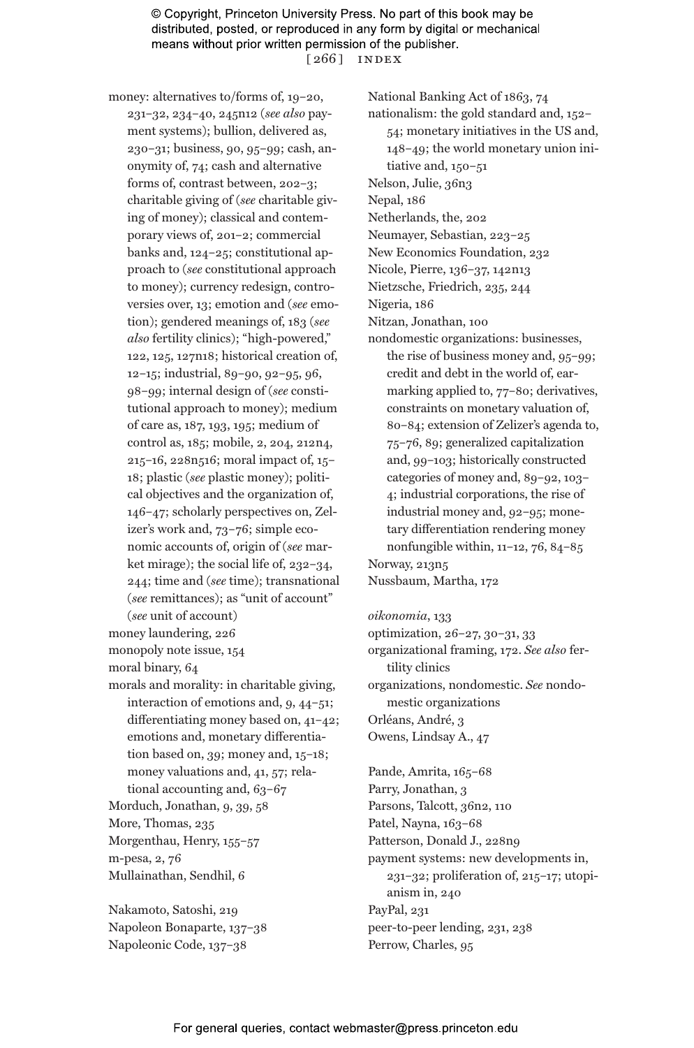money: alternatives to/forms of, 19–20, 231–32, 234–40, 245n12 (*see also* payment systems); bullion, delivered as, 230–31; business, 90, 95–99; cash, anonymity of, 74; cash and alternative forms of, contrast between, 202–3; charitable giving of (*see* charitable giving of money); classical and contemporary views of, 201–2; commercial banks and, 124–25; constitutional approach to (*see* constitutional approach to money); currency redesign, controversies over, 13; emotion and (*see* emotion); gendered meanings of, 183 (*see also* fertility clinics); "high-powered," 122, 125, 127n18; historical creation of, 12–15; industrial, 89–90, 92–95, 96, 98–99; internal design of (*see* constitutional approach to money); medium of care as, 187, 193, 195; medium of control as, 185; mobile, 2, 204, 212n4, 215–16, 228n516; moral impact of, 15–18; plastic (*see* plastic money); political objectives and the organization of, 146–47; scholarly perspectives on, Zelizer's work and, 73–76; simple economic accounts of, origin of (*see* market mirage); the social life of, 232–34, 244; time and (*see* time); transnational (*see* remittances); as "unit of account" (*see* unit of account)

money laundering, 226

monopoly note issue, 154

moral binary, 64

morals and morality: in charitable giving, interaction of emotions and, 9, 44–51; differentiating money based on, 41–42; emotions and, monetary differentiation based on, 39; money and, 15–18; money valuations and, 41, 57; relational accounting and, 63–67

Morduch, Jonathan, 9, 39, 58

More, Thomas, 235

Morgenthau, Henry, 155–57

m-pesa, 2, 76

Mullainathan, Sendhil, 6

Nakamoto, Satoshi, 219

Napoleon Bonaparte, 137–38

Napoleonic Code, 137–38

National Banking Act of 1863, 74

nationalism: the gold standard and, 152–54; monetary initiatives in the US and, 148–49; the world monetary union initiative and, 150–51

Nelson, Julie, 36n3

Nepal, 186

Netherlands, the, 202

Neumayer, Sebastian, 223–25

New Economics Foundation, 232

Nicole, Pierre, 136–37, 142n13

Nietzsche, Friedrich, 235, 244

Nigeria, 186

Nitzan, Jonathan, 100

nondomestic organizations: businesses, the rise of business money and, 95–99; credit and debt in the world of, earmarking applied to, 77–80; derivatives, constraints on monetary valuation of, 80–84; extension of Zelizer's agenda to, 75–76, 89; generalized capitalization and, 99–103; historically constructed categories of money and, 89–92, 103–4; industrial corporations, the rise of industrial money and, 92–95; monetary differentiation rendering money nonfungible within, 11–12, 76, 84–85

Norway, 213n5

Nussbaum, Martha, 172

*oikonomia*, 133

optimization, 26–27, 30–31, 33

organizational framing, 172. *See also* fertility clinics

organizations, nondomestic. *See* nondomestic organizations

Orléans, André, 3

Owens, Lindsay A., 47

Pande, Amrita, 165–68

Parry, Jonathan, 3

Parsons, Talcott, 36n2, 110

Patel, Nayna, 163–68

Patterson, Donald J., 228n9

payment systems: new developments in, 231–32; proliferation of, 215–17; utopianism in, 240

PayPal, 231

peer-to-peer lending, 231, 238

Perrow, Charles, 95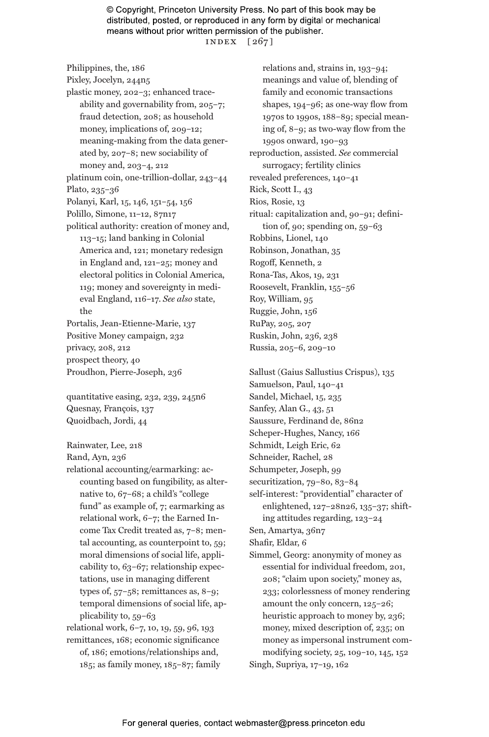Philippines, the, 186
Pixley, Jocelyn, 244n5
plastic money, 202–3; enhanced traceability and governability from, 205–7; fraud detection, 208; as household money, implications of, 209–12; meaning-making from the data generated by, 207–8; new sociability of money and, 203–4, 212
platinum coin, one-trillion-dollar, 243–44
Plato, 235–36
Polanyi, Karl, 15, 146, 151–54, 156
Polillo, Simone, 11–12, 87n17
political authority: creation of money and, 113–15; land banking in Colonial America and, 121; monetary redesign in England and, 121–25; money and electoral politics in Colonial America, 119; money and sovereignty in medieval England, 116–17. *See also* state, the
Portalis, Jean-Etienne-Marie, 137
Positive Money campaign, 232
privacy, 208, 212
prospect theory, 40
Proudhon, Pierre-Joseph, 236

quantitative easing, 232, 239, 245n6
Quesnay, François, 137
Quoidbach, Jordi, 44

Rainwater, Lee, 218
Rand, Ayn, 236
relational accounting/earmarking: accounting based on fungibility, as alternative to, 67–68; a child's "college fund" as example of, 7; earmarking as relational work, 6–7; the Earned Income Tax Credit treated as, 7–8; mental accounting, as counterpoint to, 59; moral dimensions of social life, applicability to, 63–67; relationship expectations, use in managing different types of, 57–58; remittances as, 8–9; temporal dimensions of social life, applicability to, 59–63
relational work, 6–7, 10, 19, 59, 96, 193
remittances, 168; economic significance of, 186; emotions/relationships and, 185; as family money, 185–87; family relations and, strains in, 193–94; meanings and value of, blending of family and economic transactions shapes, 194–96; as one-way flow from 1970s to 1990s, 188–89; special meaning of, 8–9; as two-way flow from the 1990s onward, 190–93
reproduction, assisted. *See* commercial surrogacy; fertility clinics
revealed preferences, 140–41
Rick, Scott I., 43
Rios, Rosie, 13
ritual: capitalization and, 90–91; definition of, 90; spending on, 59–63
Robbins, Lionel, 140
Robinson, Jonathan, 35
Rogoff, Kenneth, 2
Rona-Tas, Akos, 19, 231
Roosevelt, Franklin, 155–56
Roy, William, 95
Ruggie, John, 156
RuPay, 205, 207
Ruskin, John, 236, 238
Russia, 205–6, 209–10

Sallust (Gaius Sallustius Crispus), 135
Samuelson, Paul, 140–41
Sandel, Michael, 15, 235
Sanfey, Alan G., 43, 51
Saussure, Ferdinand de, 86n2
Scheper-Hughes, Nancy, 166
Schmidt, Leigh Eric, 62
Schneider, Rachel, 28
Schumpeter, Joseph, 99
securitization, 79–80, 83–84
self-interest: "providential" character of enlightened, 127–28n26, 135–37; shifting attitudes regarding, 123–24
Sen, Amartya, 36n7
Shafir, Eldar, 6
Simmel, Georg: anonymity of money as essential for individual freedom, 201, 208; "claim upon society," money as, 233; colorlessness of money rendering amount the only concern, 125–26; heuristic approach to money by, 236; money, mixed description of, 235; on money as impersonal instrument commodifying society, 25, 109–10, 145, 152
Singh, Supriya, 17–19, 162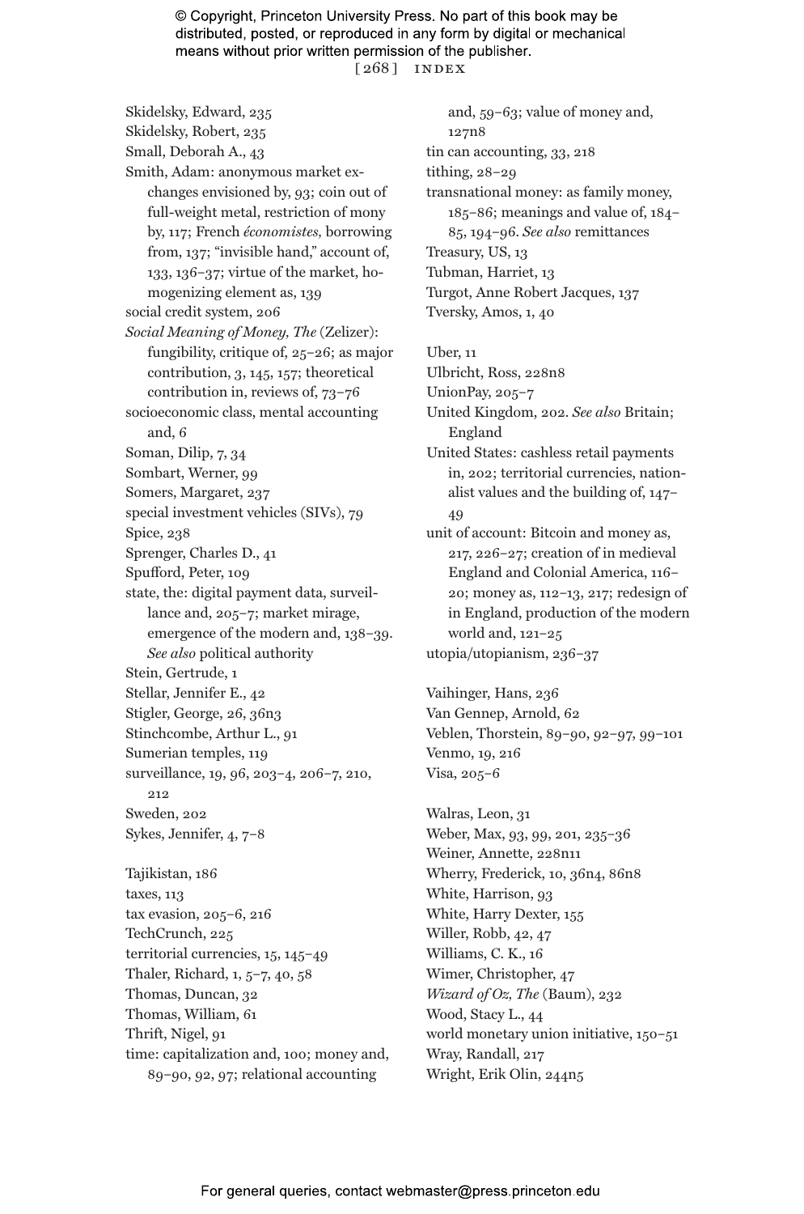Skidelsky, Edward, 235
Skidelsky, Robert, 235
Small, Deborah A., 43
Smith, Adam: anonymous market exchanges envisioned by, 93; coin out of full-weight metal, restriction of mony by, 117; French *économistes,* borrowing from, 137; "invisible hand," account of, 133, 136–37; virtue of the market, homogenizing element as, 139
social credit system, 206
*Social Meaning of Money, The* (Zelizer): fungibility, critique of, 25–26; as major contribution, 3, 145, 157; theoretical contribution in, reviews of, 73–76
socioeconomic class, mental accounting and, 6
Soman, Dilip, 7, 34
Sombart, Werner, 99
Somers, Margaret, 237
special investment vehicles (SIVs), 79
Spice, 238
Sprenger, Charles D., 41
Spufford, Peter, 109
state, the: digital payment data, surveillance and, 205–7; market mirage, emergence of the modern and, 138–39. *See also* political authority
Stein, Gertrude, 1
Stellar, Jennifer E., 42
Stigler, George, 26, 36n3
Stinchcombe, Arthur L., 91
Sumerian temples, 119
surveillance, 19, 96, 203–4, 206–7, 210, 212
Sweden, 202
Sykes, Jennifer, 4, 7–8

Tajikistan, 186
taxes, 113
tax evasion, 205–6, 216
TechCrunch, 225
territorial currencies, 15, 145–49
Thaler, Richard, 1, 5–7, 40, 58
Thomas, Duncan, 32
Thomas, William, 61
Thrift, Nigel, 91
time: capitalization and, 100; money and, 89–90, 92, 97; relational accounting and, 59–63; value of money and, 127n8
tin can accounting, 33, 218
tithing, 28–29
transnational money: as family money, 185–86; meanings and value of, 184–85, 194–96. *See also* remittances
Treasury, US, 13
Tubman, Harriet, 13
Turgot, Anne Robert Jacques, 137
Tversky, Amos, 1, 40

Uber, 11
Ulbricht, Ross, 228n8
UnionPay, 205–7
United Kingdom, 202. *See also* Britain; England
United States: cashless retail payments in, 202; territorial currencies, nationalist values and the building of, 147–49
unit of account: Bitcoin and money as, 217, 226–27; creation of in medieval England and Colonial America, 116–20; money as, 112–13, 217; redesign of in England, production of the modern world and, 121–25
utopia/utopianism, 236–37

Vaihinger, Hans, 236
Van Gennep, Arnold, 62
Veblen, Thorstein, 89–90, 92–97, 99–101
Venmo, 19, 216
Visa, 205–6

Walras, Leon, 31
Weber, Max, 93, 99, 201, 235–36
Weiner, Annette, 228n11
Wherry, Frederick, 10, 36n4, 86n8
White, Harrison, 93
White, Harry Dexter, 155
Willer, Robb, 42, 47
Williams, C. K., 16
Wimer, Christopher, 47
*Wizard of Oz, The* (Baum), 232
Wood, Stacy L., 44
world monetary union initiative, 150–51
Wray, Randall, 217
Wright, Erik Olin, 244n5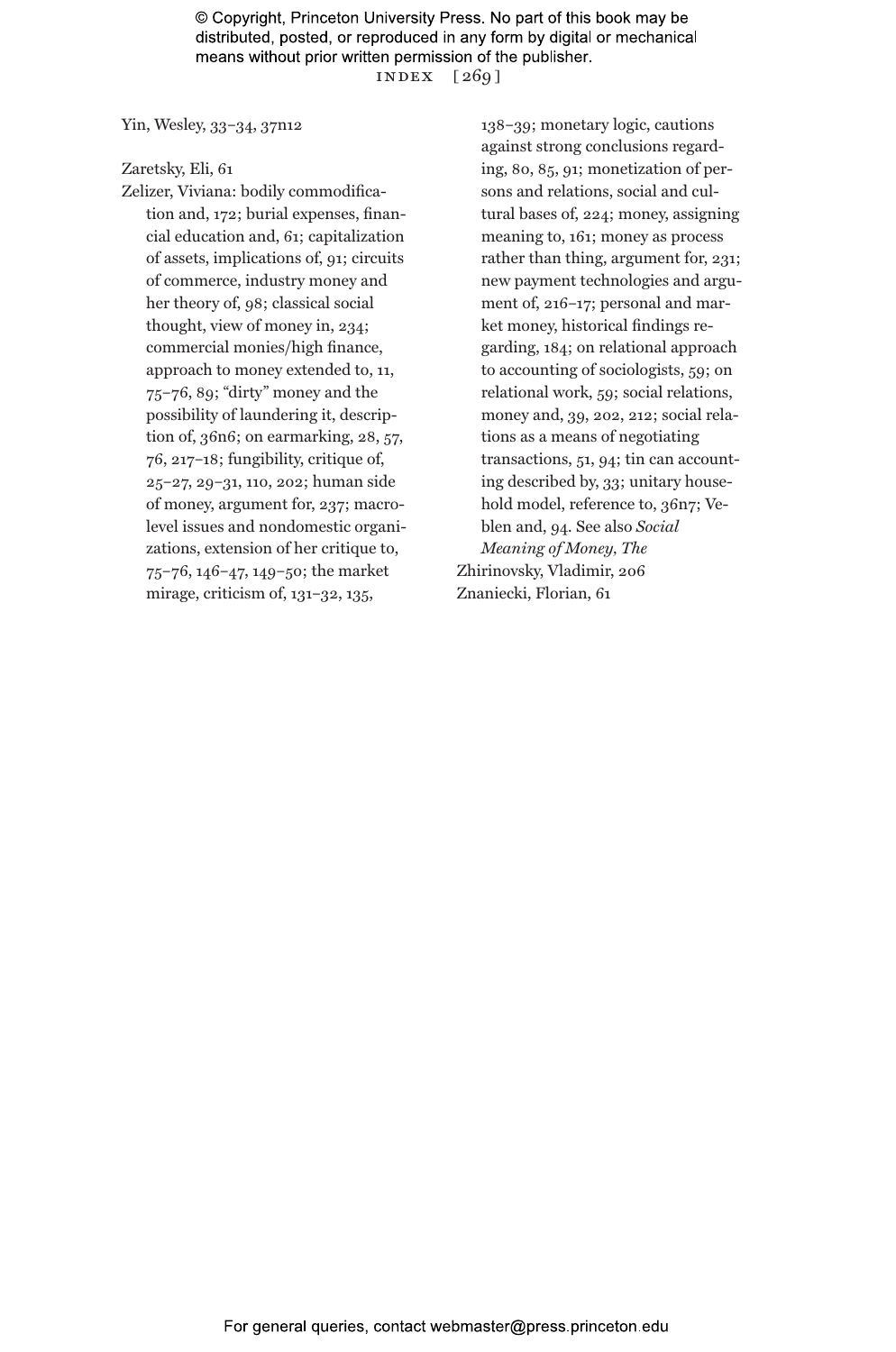Yin, Wesley, 33–34, 37n12

Zaretsky, Eli, 61

Zelizer, Viviana: bodily commodification and, 172; burial expenses, financial education and, 61; capitalization of assets, implications of, 91; circuits of commerce, industry money and her theory of, 98; classical social thought, view of money in, 234; commercial monies/high finance, approach to money extended to, 11, 75–76, 89; "dirty" money and the possibility of laundering it, description of, 36n6; on earmarking, 28, 57, 76, 217–18; fungibility, critique of, 25–27, 29–31, 110, 202; human side of money, argument for, 237; macro-level issues and nondomestic organizations, extension of her critique to, 75–76, 146–47, 149–50; the market mirage, criticism of, 131–32, 135, 138–39; monetary logic, cautions against strong conclusions regarding, 80, 85, 91; monetization of persons and relations, social and cultural bases of, 224; money, assigning meaning to, 161; money as process rather than thing, argument for, 231; new payment technologies and argument of, 216–17; personal and market money, historical findings regarding, 184; on relational approach to accounting of sociologists, 59; on relational work, 59; social relations, money and, 39, 202, 212; social relations as a means of negotiating transactions, 51, 94; tin can accounting described by, 33; unitary household model, reference to, 36n7; Veblen and, 94. See also *Social Meaning of Money, The*

Zhirinovsky, Vladimir, 206

Znaniecki, Florian, 61